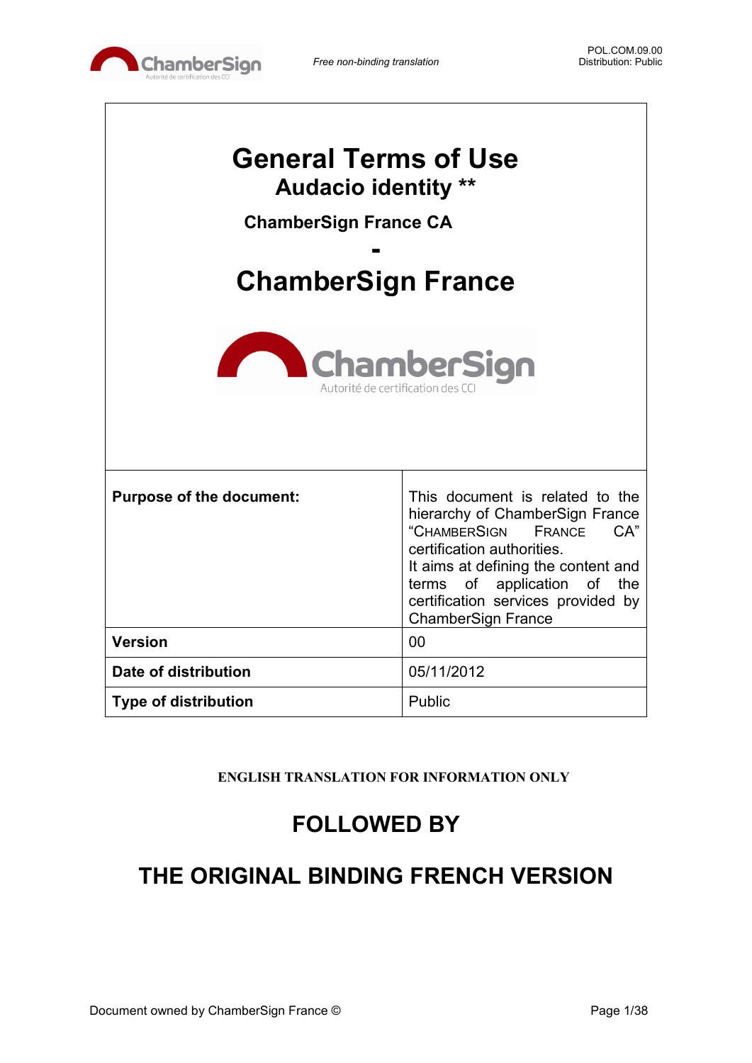*Free non-binding translation*

POL.COM.09.00
Distribution: Public

# General Terms of Use

## Audacio identity **

### ChamberSign France CA

**-**

## ChamberSign France

| Purpose of the document: | This document is related to the hierarchy of ChamberSign France "CHAMBERSIGN FRANCE CA" certification authorities. It aims at defining the content and terms of application of the certification services provided by ChamberSign France |
|---|---|
| **Version** | 00 |
| **Date of distribution** | 05/11/2012 |
| **Type of distribution** | Public |

**ENGLISH TRANSLATION FOR INFORMATION ONLY**

## FOLLOWED BY

## THE ORIGINAL BINDING FRENCH VERSION

Document owned by ChamberSign France ©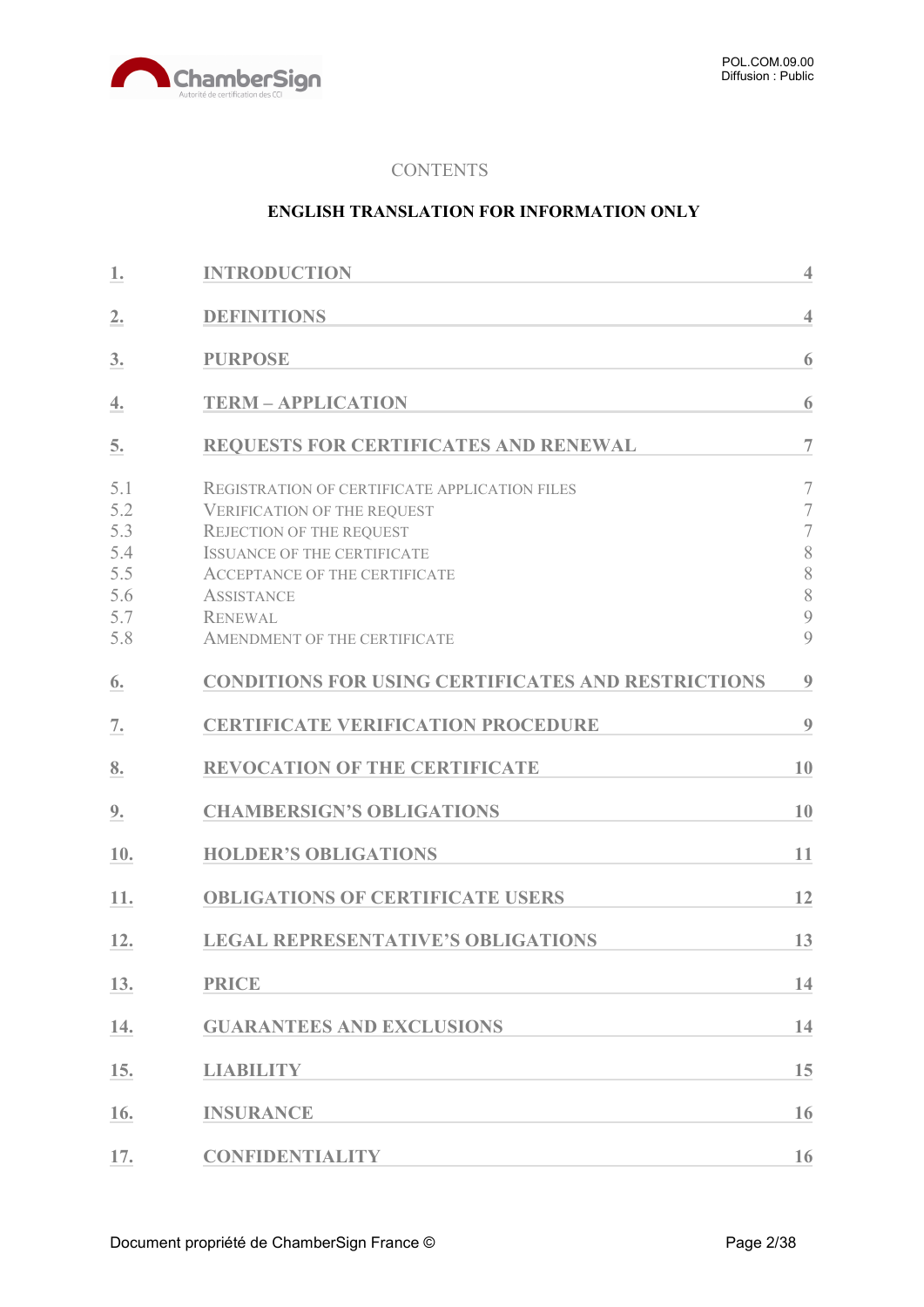CONTENTS

**ENGLISH TRANSLATION FOR INFORMATION ONLY**

| | | |
|---|---|---|
| 1. | INTRODUCTION | 4 |
| 2. | DEFINITIONS | 4 |
| 3. | PURPOSE | 6 |
| 4. | TERM – APPLICATION | 6 |
| 5. | REQUESTS FOR CERTIFICATES AND RENEWAL | 7 |
| 5.1 | Registration of certificate application files | 7 |
| 5.2 | Verification of the request | 7 |
| 5.3 | Rejection of the request | 7 |
| 5.4 | Issuance of the certificate | 8 |
| 5.5 | Acceptance of the certificate | 8 |
| 5.6 | Assistance | 8 |
| 5.7 | Renewal | 9 |
| 5.8 | Amendment of the certificate | 9 |
| 6. | CONDITIONS FOR USING CERTIFICATES AND RESTRICTIONS | 9 |
| 7. | CERTIFICATE VERIFICATION PROCEDURE | 9 |
| 8. | REVOCATION OF THE CERTIFICATE | 10 |
| 9. | CHAMBERSIGN'S OBLIGATIONS | 10 |
| 10. | HOLDER'S OBLIGATIONS | 11 |
| 11. | OBLIGATIONS OF CERTIFICATE USERS | 12 |
| 12. | LEGAL REPRESENTATIVE'S OBLIGATIONS | 13 |
| 13. | PRICE | 14 |
| 14. | GUARANTEES AND EXCLUSIONS | 14 |
| 15. | LIABILITY | 15 |
| 16. | INSURANCE | 16 |
| 17. | CONFIDENTIALITY | 16 |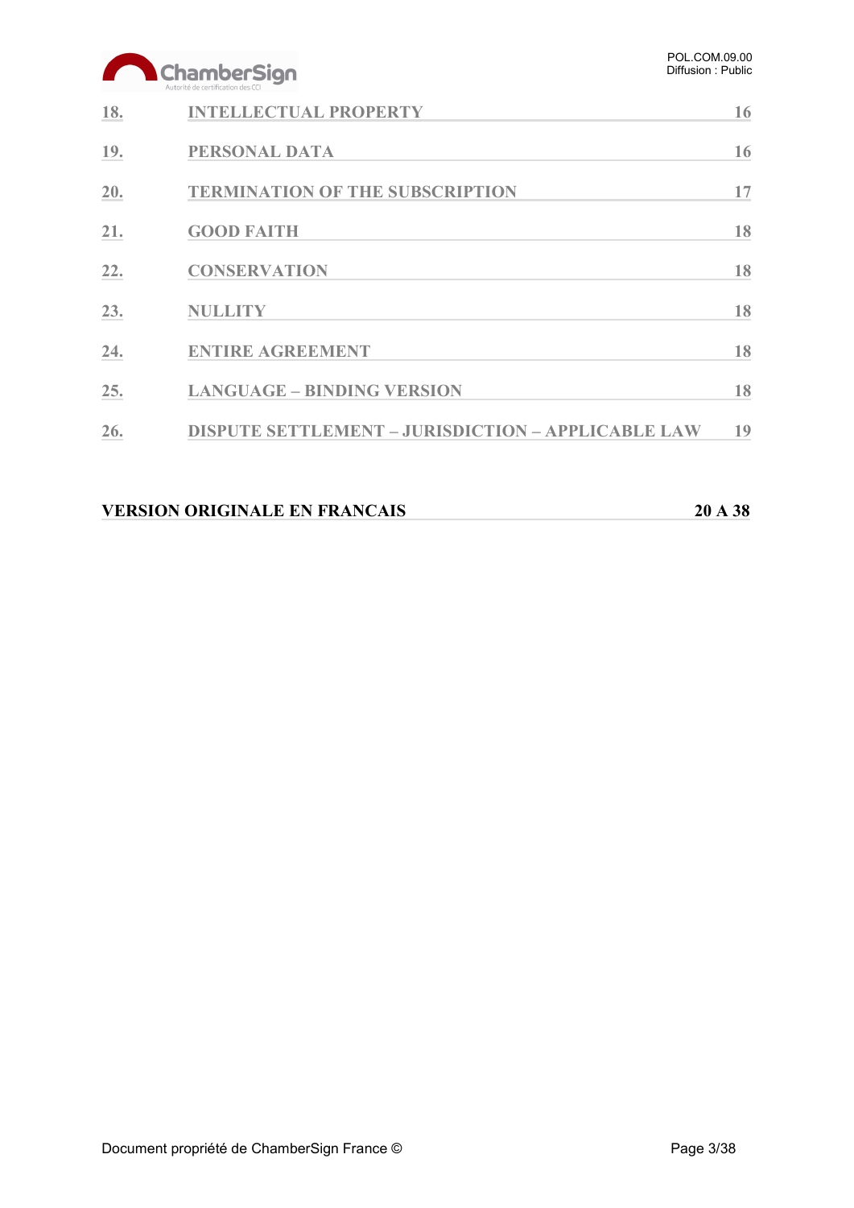| | | |
|---|---|---|
| 18. | INTELLECTUAL PROPERTY | 16 |
| 19. | PERSONAL DATA | 16 |
| 20. | TERMINATION OF THE SUBSCRIPTION | 17 |
| 21. | GOOD FAITH | 18 |
| 22. | CONSERVATION | 18 |
| 23. | NULLITY | 18 |
| 24. | ENTIRE AGREEMENT | 18 |
| 25. | LANGUAGE – BINDING VERSION | 18 |
| 26. | DISPUTE SETTLEMENT – JURISDICTION – APPLICABLE LAW | 19 |

**VERSION ORIGINALE EN FRANCAIS** **20 A 38**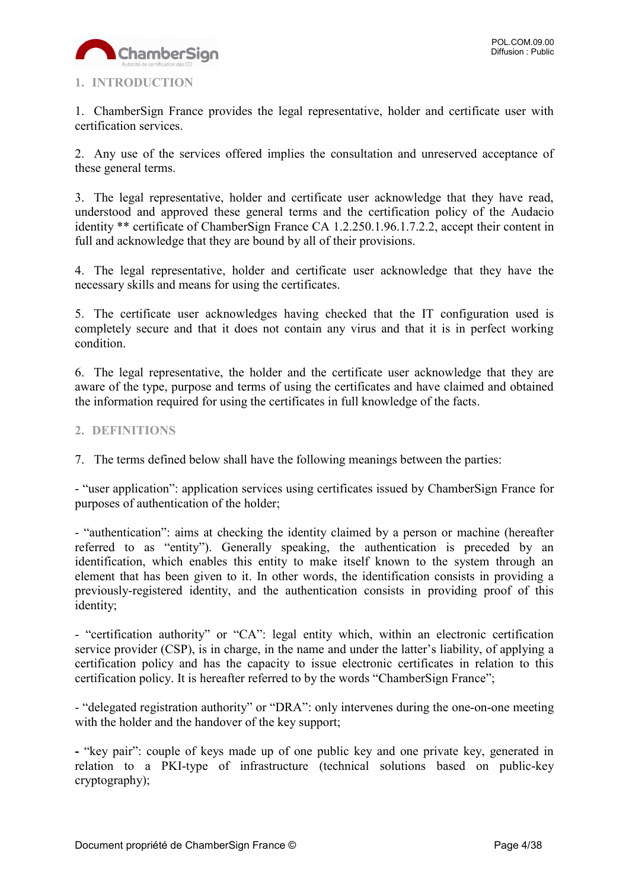## 1. INTRODUCTION

1. ChamberSign France provides the legal representative, holder and certificate user with certification services.

2. Any use of the services offered implies the consultation and unreserved acceptance of these general terms.

3. The legal representative, holder and certificate user acknowledge that they have read, understood and approved these general terms and the certification policy of the Audacio identity ** certificate of ChamberSign France CA 1.2.250.1.96.1.7.2.2, accept their content in full and acknowledge that they are bound by all of their provisions.

4. The legal representative, holder and certificate user acknowledge that they have the necessary skills and means for using the certificates.

5. The certificate user acknowledges having checked that the IT configuration used is completely secure and that it does not contain any virus and that it is in perfect working condition.

6. The legal representative, the holder and the certificate user acknowledge that they are aware of the type, purpose and terms of using the certificates and have claimed and obtained the information required for using the certificates in full knowledge of the facts.

## 2. DEFINITIONS

7. The terms defined below shall have the following meanings between the parties:

- "user application": application services using certificates issued by ChamberSign France for purposes of authentication of the holder;

- "authentication": aims at checking the identity claimed by a person or machine (hereafter referred to as "entity"). Generally speaking, the authentication is preceded by an identification, which enables this entity to make itself known to the system through an element that has been given to it. In other words, the identification consists in providing a previously-registered identity, and the authentication consists in providing proof of this identity;

- "certification authority" or "CA": legal entity which, within an electronic certification service provider (CSP), is in charge, in the name and under the latter's liability, of applying a certification policy and has the capacity to issue electronic certificates in relation to this certification policy. It is hereafter referred to by the words "ChamberSign France";

- "delegated registration authority" or "DRA": only intervenes during the one-on-one meeting with the holder and the handover of the key support;

- "key pair": couple of keys made up of one public key and one private key, generated in relation to a PKI-type of infrastructure (technical solutions based on public-key cryptography);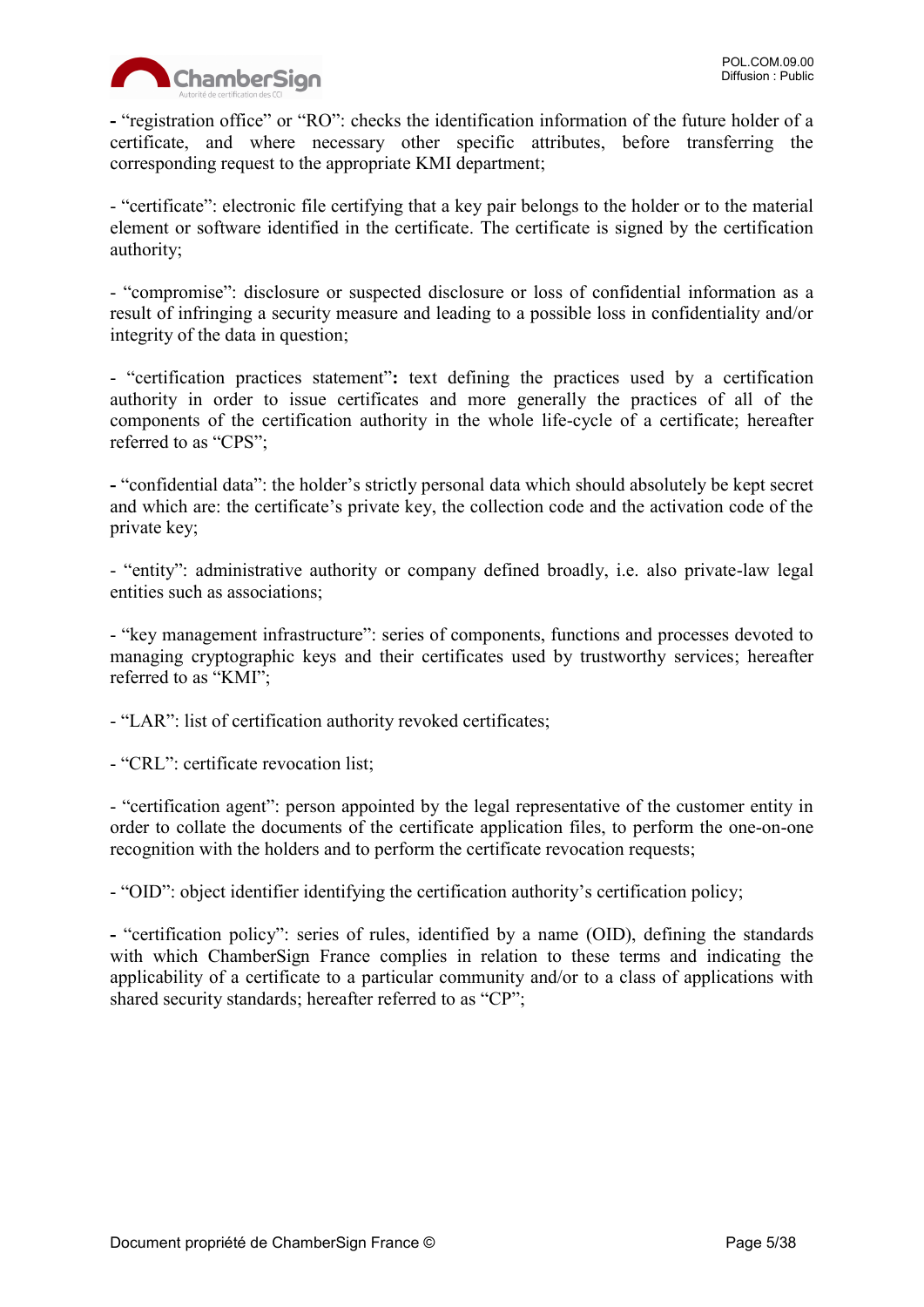- “registration office” or “RO”: checks the identification information of the future holder of a certificate, and where necessary other specific attributes, before transferring the corresponding request to the appropriate KMI department;

- “certificate”: electronic file certifying that a key pair belongs to the holder or to the material element or software identified in the certificate. The certificate is signed by the certification authority;

- “compromise”: disclosure or suspected disclosure or loss of confidential information as a result of infringing a security measure and leading to a possible loss in confidentiality and/or integrity of the data in question;

- “certification practices statement”**:** text defining the practices used by a certification authority in order to issue certificates and more generally the practices of all of the components of the certification authority in the whole life-cycle of a certificate; hereafter referred to as “CPS”;

- “confidential data”: the holder’s strictly personal data which should absolutely be kept secret and which are: the certificate’s private key, the collection code and the activation code of the private key;

- “entity”: administrative authority or company defined broadly, i.e. also private-law legal entities such as associations;

- “key management infrastructure”: series of components, functions and processes devoted to managing cryptographic keys and their certificates used by trustworthy services; hereafter referred to as “KMI”;

- “LAR”: list of certification authority revoked certificates;

- “CRL”: certificate revocation list;

- “certification agent”: person appointed by the legal representative of the customer entity in order to collate the documents of the certificate application files, to perform the one-on-one recognition with the holders and to perform the certificate revocation requests;

- “OID”: object identifier identifying the certification authority’s certification policy;

- “certification policy”: series of rules, identified by a name (OID), defining the standards with which ChamberSign France complies in relation to these terms and indicating the applicability of a certificate to a particular community and/or to a class of applications with shared security standards; hereafter referred to as “CP”;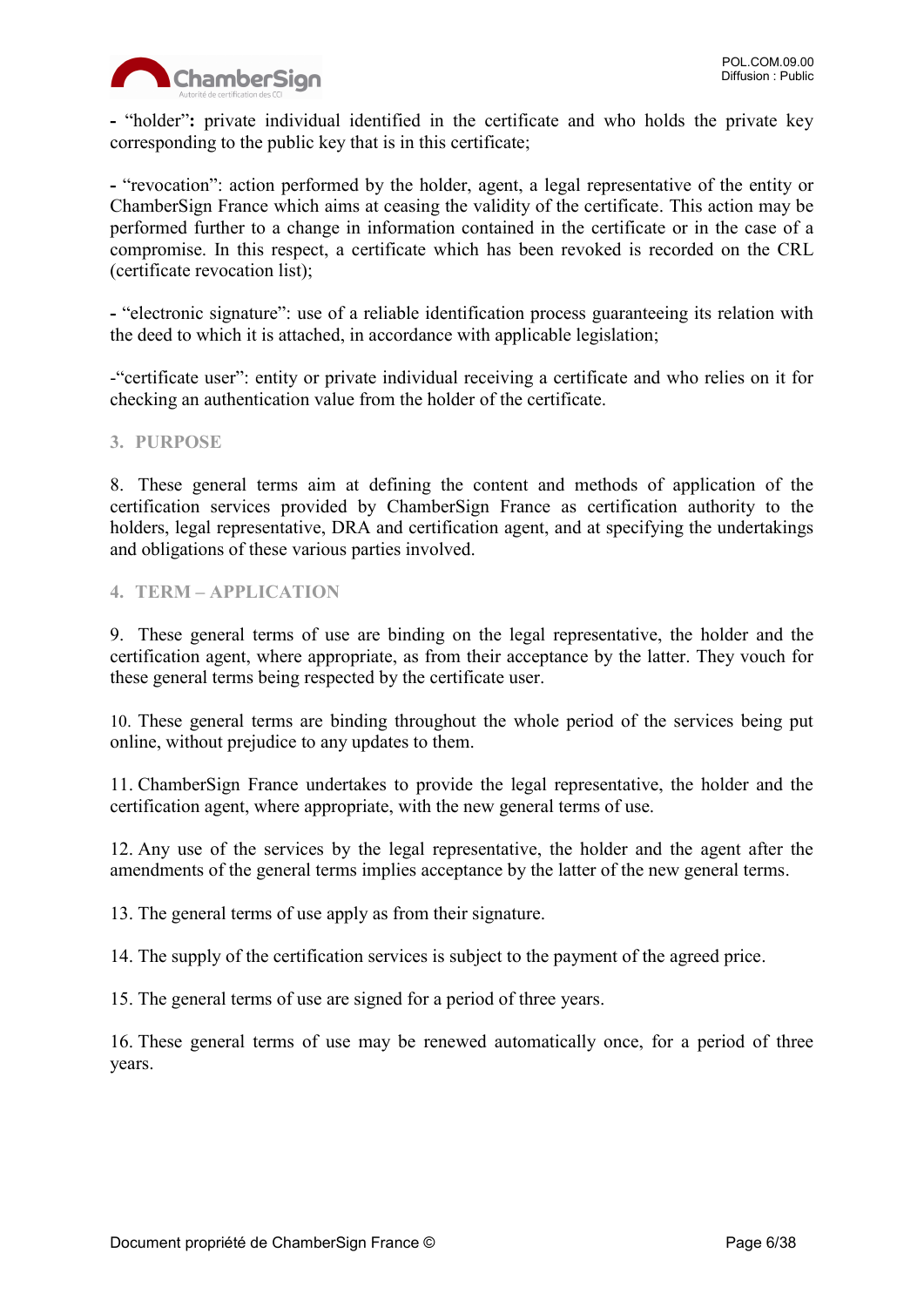- “holder”**:** private individual identified in the certificate and who holds the private key corresponding to the public key that is in this certificate;

- “revocation”: action performed by the holder, agent, a legal representative of the entity or ChamberSign France which aims at ceasing the validity of the certificate. This action may be performed further to a change in information contained in the certificate or in the case of a compromise. In this respect, a certificate which has been revoked is recorded on the CRL (certificate revocation list);

- “electronic signature”: use of a reliable identification process guaranteeing its relation with the deed to which it is attached, in accordance with applicable legislation;

-“certificate user”: entity or private individual receiving a certificate and who relies on it for checking an authentication value from the holder of the certificate.

## 3. PURPOSE

8. These general terms aim at defining the content and methods of application of the certification services provided by ChamberSign France as certification authority to the holders, legal representative, DRA and certification agent, and at specifying the undertakings and obligations of these various parties involved.

## 4. TERM – APPLICATION

9. These general terms of use are binding on the legal representative, the holder and the certification agent, where appropriate, as from their acceptance by the latter. They vouch for these general terms being respected by the certificate user.

10. These general terms are binding throughout the whole period of the services being put online, without prejudice to any updates to them.

11. ChamberSign France undertakes to provide the legal representative, the holder and the certification agent, where appropriate, with the new general terms of use.

12. Any use of the services by the legal representative, the holder and the agent after the amendments of the general terms implies acceptance by the latter of the new general terms.

13. The general terms of use apply as from their signature.

14. The supply of the certification services is subject to the payment of the agreed price.

15. The general terms of use are signed for a period of three years.

16. These general terms of use may be renewed automatically once, for a period of three years.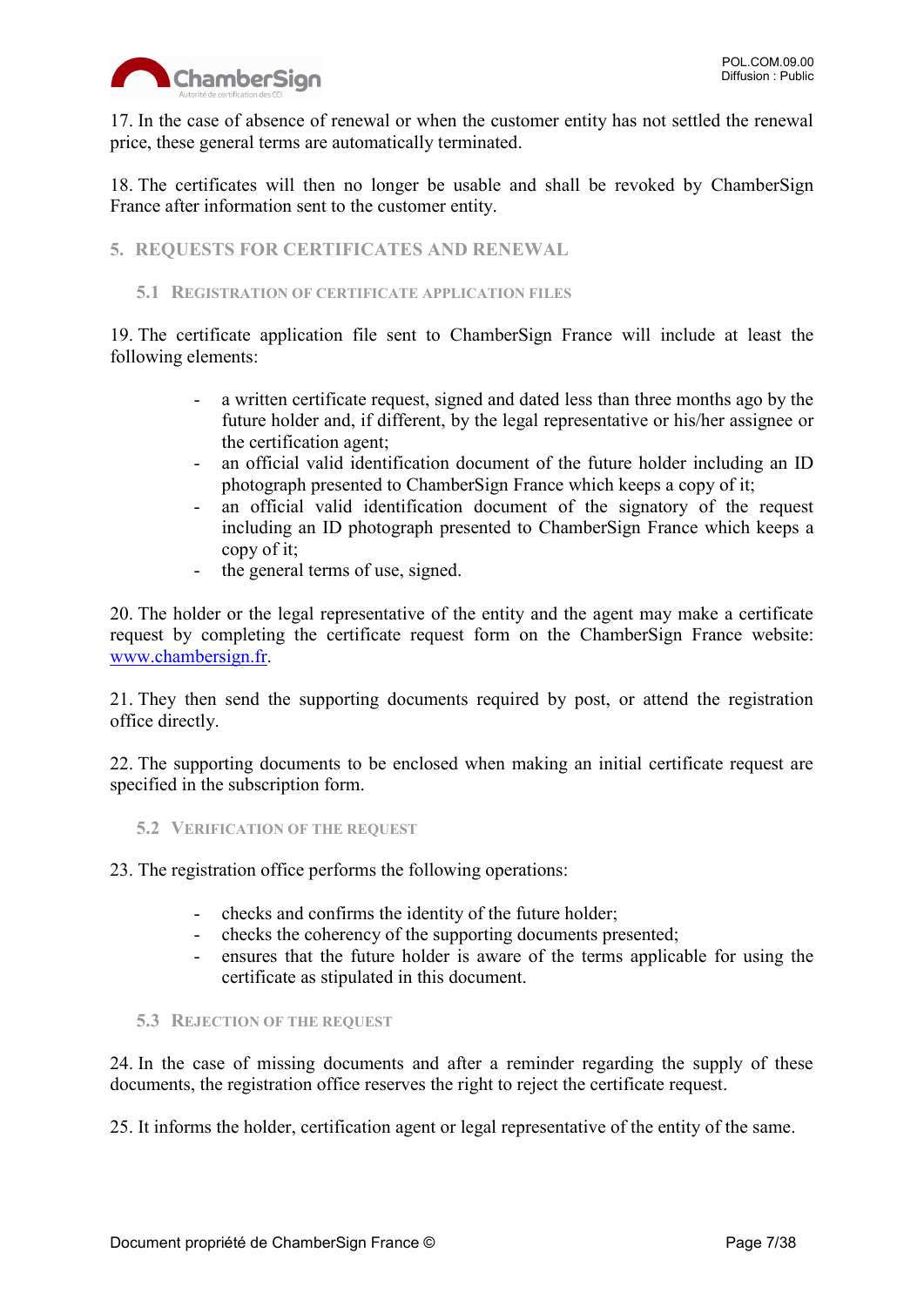17. In the case of absence of renewal or when the customer entity has not settled the renewal price, these general terms are automatically terminated.

18. The certificates will then no longer be usable and shall be revoked by ChamberSign France after information sent to the customer entity.

## 5. REQUESTS FOR CERTIFICATES AND RENEWAL

### 5.1 REGISTRATION OF CERTIFICATE APPLICATION FILES

19. The certificate application file sent to ChamberSign France will include at least the following elements:

- a written certificate request, signed and dated less than three months ago by the future holder and, if different, by the legal representative or his/her assignee or the certification agent;
- an official valid identification document of the future holder including an ID photograph presented to ChamberSign France which keeps a copy of it;
- an official valid identification document of the signatory of the request including an ID photograph presented to ChamberSign France which keeps a copy of it;
- the general terms of use, signed.

20. The holder or the legal representative of the entity and the agent may make a certificate request by completing the certificate request form on the ChamberSign France website: [www.chambersign.fr](http://www.chambersign.fr).

21. They then send the supporting documents required by post, or attend the registration office directly.

22. The supporting documents to be enclosed when making an initial certificate request are specified in the subscription form.

### 5.2 VERIFICATION OF THE REQUEST

23. The registration office performs the following operations:

- checks and confirms the identity of the future holder;
- checks the coherency of the supporting documents presented;
- ensures that the future holder is aware of the terms applicable for using the certificate as stipulated in this document.

### 5.3 REJECTION OF THE REQUEST

24. In the case of missing documents and after a reminder regarding the supply of these documents, the registration office reserves the right to reject the certificate request.

25. It informs the holder, certification agent or legal representative of the entity of the same.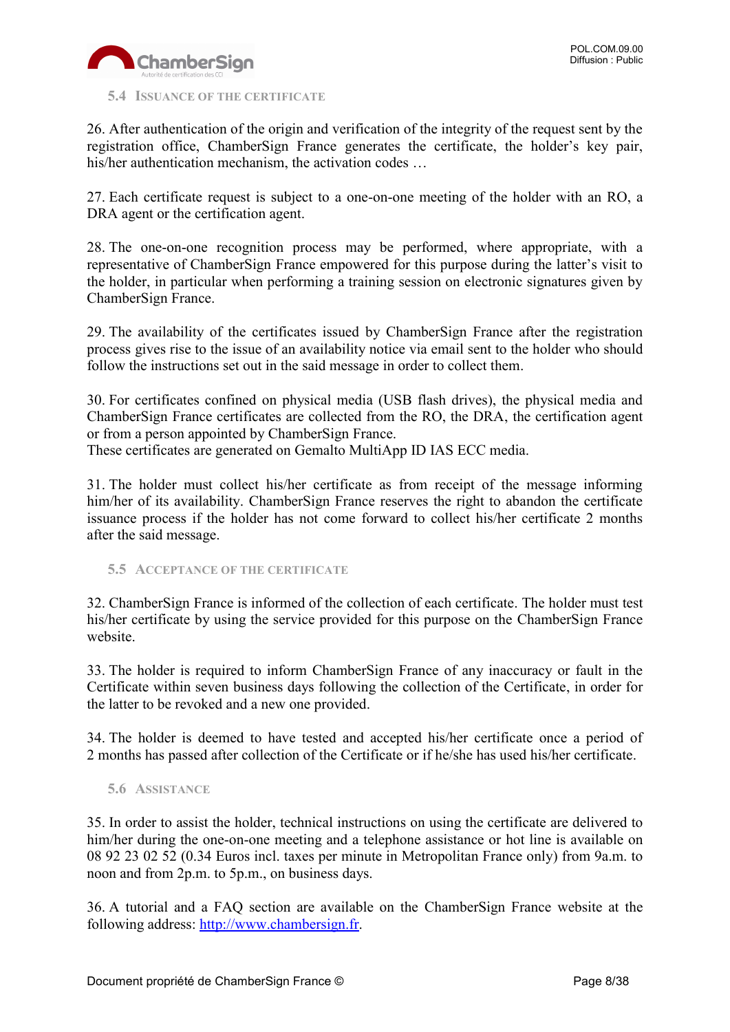### 5.4 Issuance of the certificate

26. After authentication of the origin and verification of the integrity of the request sent by the registration office, ChamberSign France generates the certificate, the holder's key pair, his/her authentication mechanism, the activation codes …

27. Each certificate request is subject to a one-on-one meeting of the holder with an RO, a DRA agent or the certification agent.

28. The one-on-one recognition process may be performed, where appropriate, with a representative of ChamberSign France empowered for this purpose during the latter's visit to the holder, in particular when performing a training session on electronic signatures given by ChamberSign France.

29. The availability of the certificates issued by ChamberSign France after the registration process gives rise to the issue of an availability notice via email sent to the holder who should follow the instructions set out in the said message in order to collect them.

30. For certificates confined on physical media (USB flash drives), the physical media and ChamberSign France certificates are collected from the RO, the DRA, the certification agent or from a person appointed by ChamberSign France.
These certificates are generated on Gemalto MultiApp ID IAS ECC media.

31. The holder must collect his/her certificate as from receipt of the message informing him/her of its availability. ChamberSign France reserves the right to abandon the certificate issuance process if the holder has not come forward to collect his/her certificate 2 months after the said message.

### 5.5 Acceptance of the certificate

32. ChamberSign France is informed of the collection of each certificate. The holder must test his/her certificate by using the service provided for this purpose on the ChamberSign France website.

33. The holder is required to inform ChamberSign France of any inaccuracy or fault in the Certificate within seven business days following the collection of the Certificate, in order for the latter to be revoked and a new one provided.

34. The holder is deemed to have tested and accepted his/her certificate once a period of 2 months has passed after collection of the Certificate or if he/she has used his/her certificate.

### 5.6 Assistance

35. In order to assist the holder, technical instructions on using the certificate are delivered to him/her during the one-on-one meeting and a telephone assistance or hot line is available on 08 92 23 02 52 (0.34 Euros incl. taxes per minute in Metropolitan France only) from 9a.m. to noon and from 2p.m. to 5p.m., on business days.

36. A tutorial and a FAQ section are available on the ChamberSign France website at the following address: [http://www.chambersign.fr](http://www.chambersign.fr).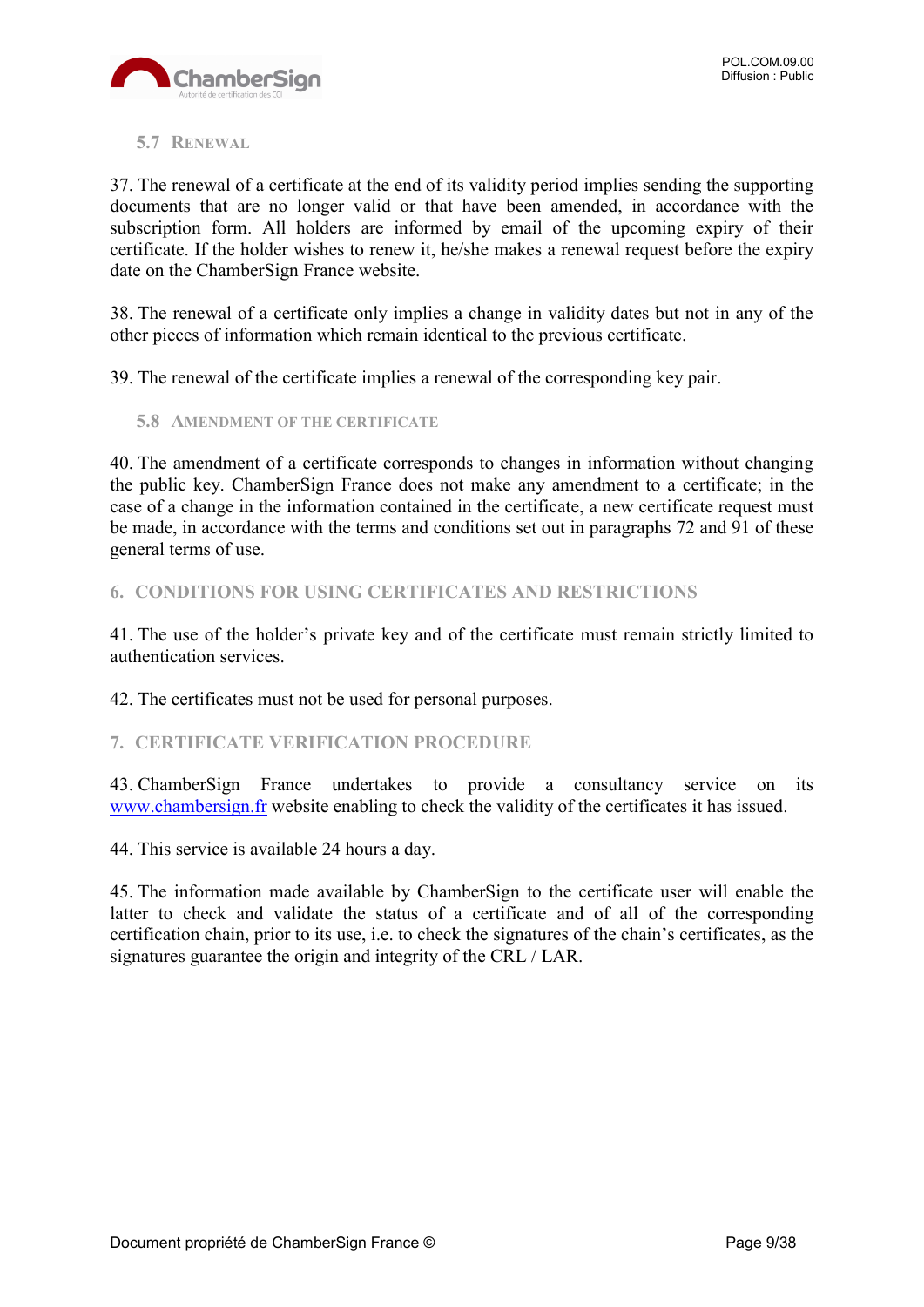### 5.7 Renewal

37. The renewal of a certificate at the end of its validity period implies sending the supporting documents that are no longer valid or that have been amended, in accordance with the subscription form. All holders are informed by email of the upcoming expiry of their certificate. If the holder wishes to renew it, he/she makes a renewal request before the expiry date on the ChamberSign France website.

38. The renewal of a certificate only implies a change in validity dates but not in any of the other pieces of information which remain identical to the previous certificate.

39. The renewal of the certificate implies a renewal of the corresponding key pair.

### 5.8 Amendment of the certificate

40. The amendment of a certificate corresponds to changes in information without changing the public key. ChamberSign France does not make any amendment to a certificate; in the case of a change in the information contained in the certificate, a new certificate request must be made, in accordance with the terms and conditions set out in paragraphs 72 and 91 of these general terms of use.

## 6. CONDITIONS FOR USING CERTIFICATES AND RESTRICTIONS

41. The use of the holder's private key and of the certificate must remain strictly limited to authentication services.

42. The certificates must not be used for personal purposes.

## 7. CERTIFICATE VERIFICATION PROCEDURE

43. ChamberSign France undertakes to provide a consultancy service on its [www.chambersign.fr](http://www.chambersign.fr) website enabling to check the validity of the certificates it has issued.

44. This service is available 24 hours a day.

45. The information made available by ChamberSign to the certificate user will enable the latter to check and validate the status of a certificate and of all of the corresponding certification chain, prior to its use, i.e. to check the signatures of the chain's certificates, as the signatures guarantee the origin and integrity of the CRL / LAR.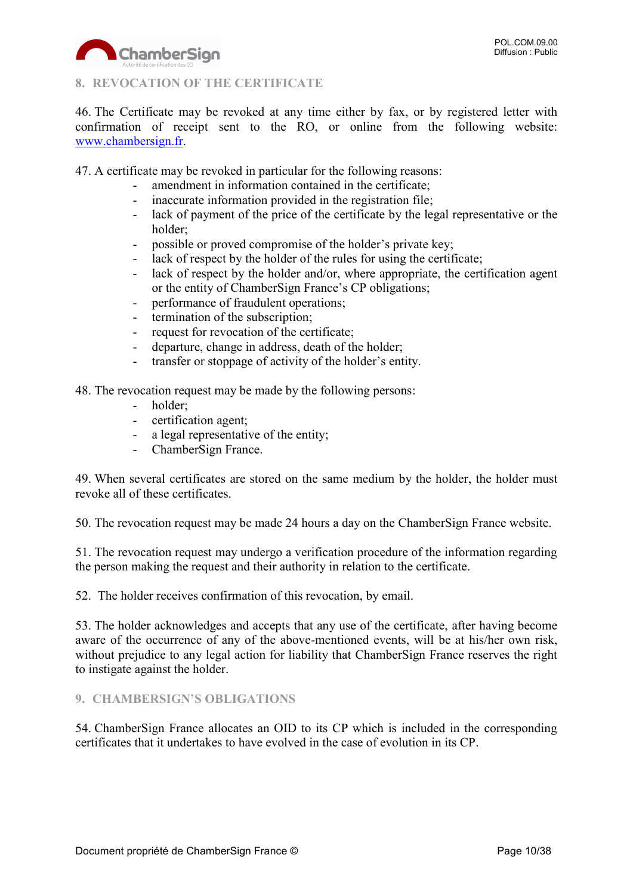## 8. REVOCATION OF THE CERTIFICATE

46. The Certificate may be revoked at any time either by fax, or by registered letter with confirmation of receipt sent to the RO, or online from the following website: www.chambersign.fr.

47. A certificate may be revoked in particular for the following reasons:

- amendment in information contained in the certificate;
- inaccurate information provided in the registration file;
- lack of payment of the price of the certificate by the legal representative or the holder;
- possible or proved compromise of the holder's private key;
- lack of respect by the holder of the rules for using the certificate;
- lack of respect by the holder and/or, where appropriate, the certification agent or the entity of ChamberSign France's CP obligations;
- performance of fraudulent operations;
- termination of the subscription;
- request for revocation of the certificate;
- departure, change in address, death of the holder;
- transfer or stoppage of activity of the holder's entity.

48. The revocation request may be made by the following persons:

- holder;
- certification agent;
- a legal representative of the entity;
- ChamberSign France.

49. When several certificates are stored on the same medium by the holder, the holder must revoke all of these certificates.

50. The revocation request may be made 24 hours a day on the ChamberSign France website.

51. The revocation request may undergo a verification procedure of the information regarding the person making the request and their authority in relation to the certificate.

52. The holder receives confirmation of this revocation, by email.

53. The holder acknowledges and accepts that any use of the certificate, after having become aware of the occurrence of any of the above-mentioned events, will be at his/her own risk, without prejudice to any legal action for liability that ChamberSign France reserves the right to instigate against the holder.

## 9. CHAMBERSIGN'S OBLIGATIONS

54. ChamberSign France allocates an OID to its CP which is included in the corresponding certificates that it undertakes to have evolved in the case of evolution in its CP.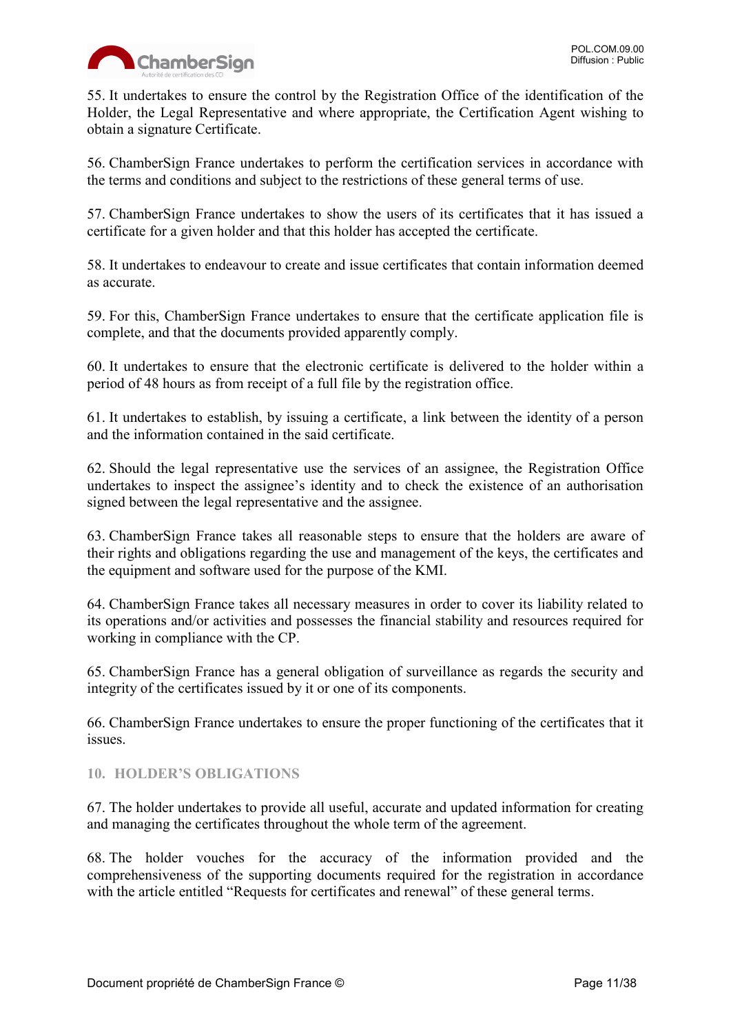55. It undertakes to ensure the control by the Registration Office of the identification of the Holder, the Legal Representative and where appropriate, the Certification Agent wishing to obtain a signature Certificate.

56. ChamberSign France undertakes to perform the certification services in accordance with the terms and conditions and subject to the restrictions of these general terms of use.

57. ChamberSign France undertakes to show the users of its certificates that it has issued a certificate for a given holder and that this holder has accepted the certificate.

58. It undertakes to endeavour to create and issue certificates that contain information deemed as accurate.

59. For this, ChamberSign France undertakes to ensure that the certificate application file is complete, and that the documents provided apparently comply.

60. It undertakes to ensure that the electronic certificate is delivered to the holder within a period of 48 hours as from receipt of a full file by the registration office.

61. It undertakes to establish, by issuing a certificate, a link between the identity of a person and the information contained in the said certificate.

62. Should the legal representative use the services of an assignee, the Registration Office undertakes to inspect the assignee's identity and to check the existence of an authorisation signed between the legal representative and the assignee.

63. ChamberSign France takes all reasonable steps to ensure that the holders are aware of their rights and obligations regarding the use and management of the keys, the certificates and the equipment and software used for the purpose of the KMI.

64. ChamberSign France takes all necessary measures in order to cover its liability related to its operations and/or activities and possesses the financial stability and resources required for working in compliance with the CP.

65. ChamberSign France has a general obligation of surveillance as regards the security and integrity of the certificates issued by it or one of its components.

66. ChamberSign France undertakes to ensure the proper functioning of the certificates that it issues.

## 10. HOLDER'S OBLIGATIONS

67. The holder undertakes to provide all useful, accurate and updated information for creating and managing the certificates throughout the whole term of the agreement.

68. The holder vouches for the accuracy of the information provided and the comprehensiveness of the supporting documents required for the registration in accordance with the article entitled "Requests for certificates and renewal" of these general terms.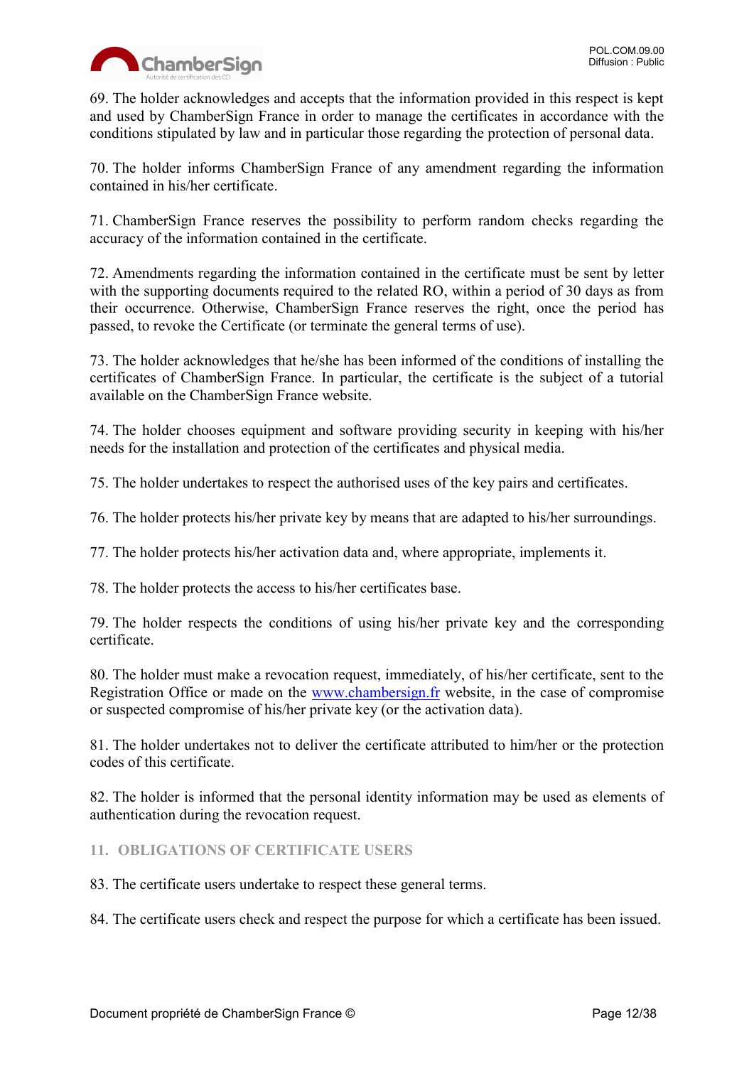69. The holder acknowledges and accepts that the information provided in this respect is kept and used by ChamberSign France in order to manage the certificates in accordance with the conditions stipulated by law and in particular those regarding the protection of personal data.

70. The holder informs ChamberSign France of any amendment regarding the information contained in his/her certificate.

71. ChamberSign France reserves the possibility to perform random checks regarding the accuracy of the information contained in the certificate.

72. Amendments regarding the information contained in the certificate must be sent by letter with the supporting documents required to the related RO, within a period of 30 days as from their occurrence. Otherwise, ChamberSign France reserves the right, once the period has passed, to revoke the Certificate (or terminate the general terms of use).

73. The holder acknowledges that he/she has been informed of the conditions of installing the certificates of ChamberSign France. In particular, the certificate is the subject of a tutorial available on the ChamberSign France website.

74. The holder chooses equipment and software providing security in keeping with his/her needs for the installation and protection of the certificates and physical media.

75. The holder undertakes to respect the authorised uses of the key pairs and certificates.

76. The holder protects his/her private key by means that are adapted to his/her surroundings.

77. The holder protects his/her activation data and, where appropriate, implements it.

78. The holder protects the access to his/her certificates base.

79. The holder respects the conditions of using his/her private key and the corresponding certificate.

80. The holder must make a revocation request, immediately, of his/her certificate, sent to the Registration Office or made on the [www.chambersign.fr](http://www.chambersign.fr) website, in the case of compromise or suspected compromise of his/her private key (or the activation data).

81. The holder undertakes not to deliver the certificate attributed to him/her or the protection codes of this certificate.

82. The holder is informed that the personal identity information may be used as elements of authentication during the revocation request.

## 11. OBLIGATIONS OF CERTIFICATE USERS

83. The certificate users undertake to respect these general terms.

84. The certificate users check and respect the purpose for which a certificate has been issued.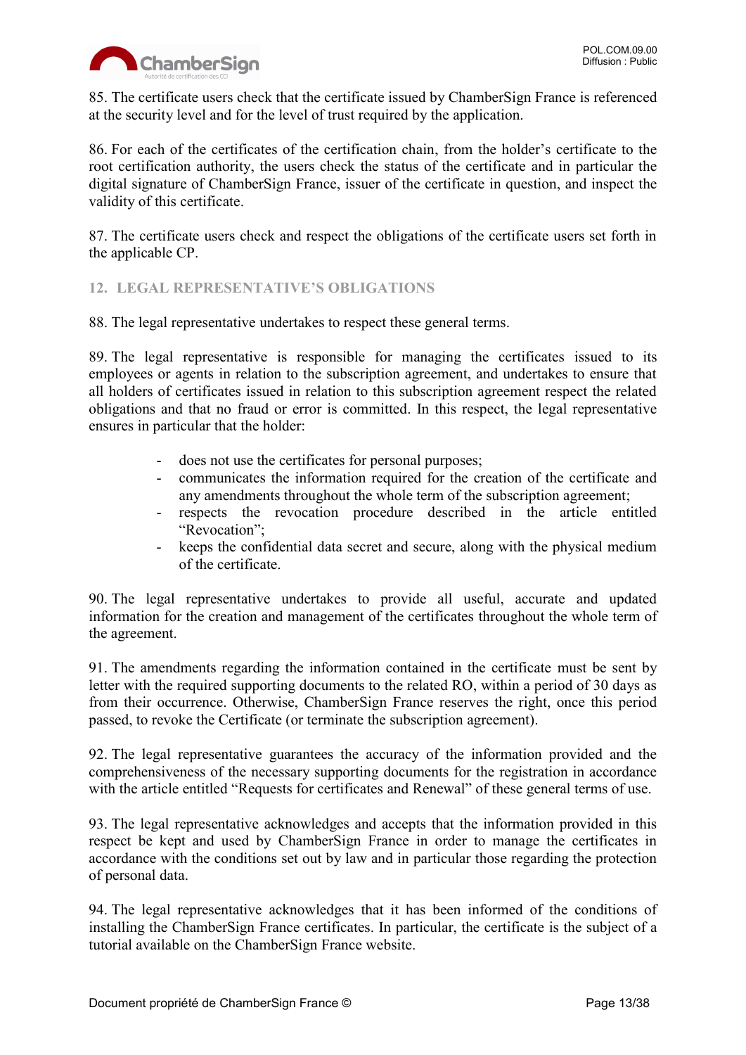85. The certificate users check that the certificate issued by ChamberSign France is referenced at the security level and for the level of trust required by the application.

86. For each of the certificates of the certification chain, from the holder's certificate to the root certification authority, the users check the status of the certificate and in particular the digital signature of ChamberSign France, issuer of the certificate in question, and inspect the validity of this certificate.

87. The certificate users check and respect the obligations of the certificate users set forth in the applicable CP.

## 12. LEGAL REPRESENTATIVE'S OBLIGATIONS

88. The legal representative undertakes to respect these general terms.

89. The legal representative is responsible for managing the certificates issued to its employees or agents in relation to the subscription agreement, and undertakes to ensure that all holders of certificates issued in relation to this subscription agreement respect the related obligations and that no fraud or error is committed. In this respect, the legal representative ensures in particular that the holder:

- does not use the certificates for personal purposes;
- communicates the information required for the creation of the certificate and any amendments throughout the whole term of the subscription agreement;
- respects the revocation procedure described in the article entitled "Revocation";
- keeps the confidential data secret and secure, along with the physical medium of the certificate.

90. The legal representative undertakes to provide all useful, accurate and updated information for the creation and management of the certificates throughout the whole term of the agreement.

91. The amendments regarding the information contained in the certificate must be sent by letter with the required supporting documents to the related RO, within a period of 30 days as from their occurrence. Otherwise, ChamberSign France reserves the right, once this period passed, to revoke the Certificate (or terminate the subscription agreement).

92. The legal representative guarantees the accuracy of the information provided and the comprehensiveness of the necessary supporting documents for the registration in accordance with the article entitled "Requests for certificates and Renewal" of these general terms of use.

93. The legal representative acknowledges and accepts that the information provided in this respect be kept and used by ChamberSign France in order to manage the certificates in accordance with the conditions set out by law and in particular those regarding the protection of personal data.

94. The legal representative acknowledges that it has been informed of the conditions of installing the ChamberSign France certificates. In particular, the certificate is the subject of a tutorial available on the ChamberSign France website.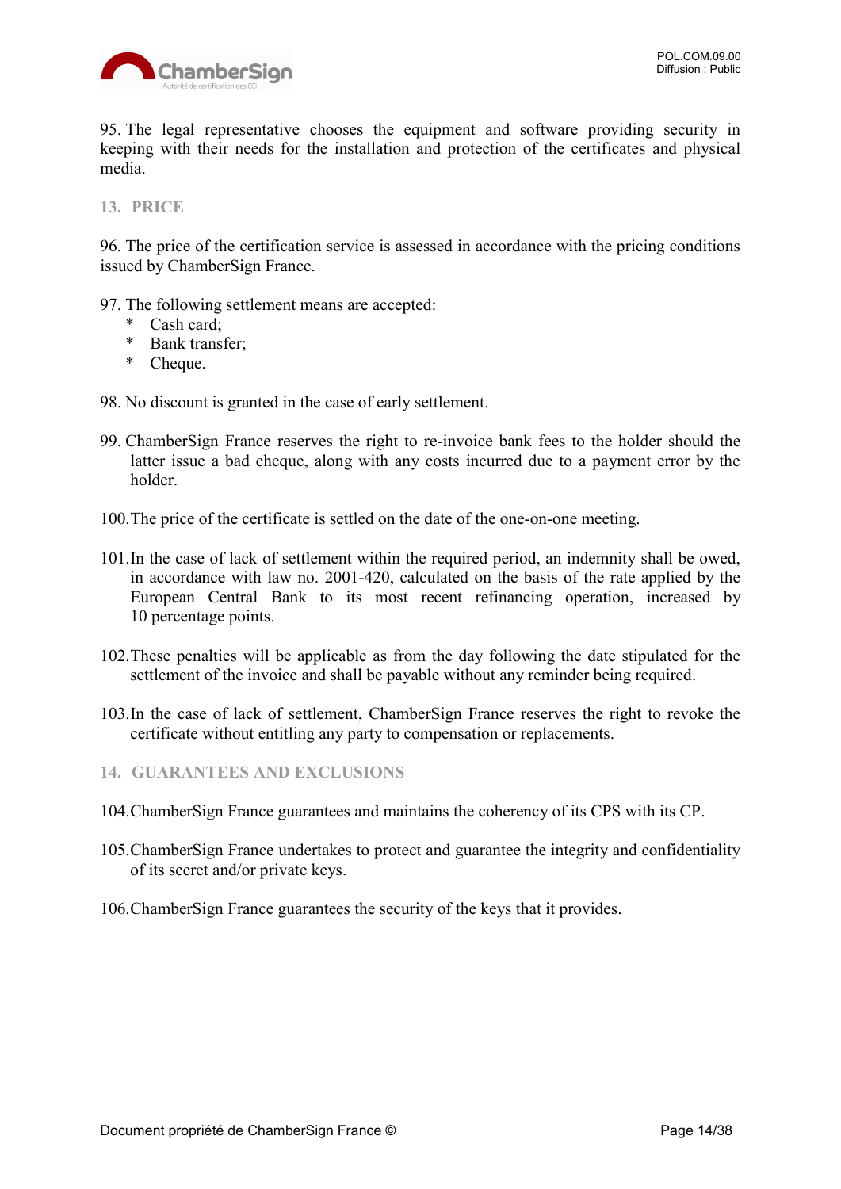95. The legal representative chooses the equipment and software providing security in keeping with their needs for the installation and protection of the certificates and physical media.

## 13. PRICE

96. The price of the certification service is assessed in accordance with the pricing conditions issued by ChamberSign France.

97. The following settlement means are accepted:

- Cash card;
- Bank transfer;
- Cheque.

98. No discount is granted in the case of early settlement.

99. ChamberSign France reserves the right to re-invoice bank fees to the holder should the latter issue a bad cheque, along with any costs incurred due to a payment error by the holder.

100. The price of the certificate is settled on the date of the one-on-one meeting.

101. In the case of lack of settlement within the required period, an indemnity shall be owed, in accordance with law no. 2001-420, calculated on the basis of the rate applied by the European Central Bank to its most recent refinancing operation, increased by 10 percentage points.

102. These penalties will be applicable as from the day following the date stipulated for the settlement of the invoice and shall be payable without any reminder being required.

103. In the case of lack of settlement, ChamberSign France reserves the right to revoke the certificate without entitling any party to compensation or replacements.

## 14. GUARANTEES AND EXCLUSIONS

104. ChamberSign France guarantees and maintains the coherency of its CPS with its CP.

105. ChamberSign France undertakes to protect and guarantee the integrity and confidentiality of its secret and/or private keys.

106. ChamberSign France guarantees the security of the keys that it provides.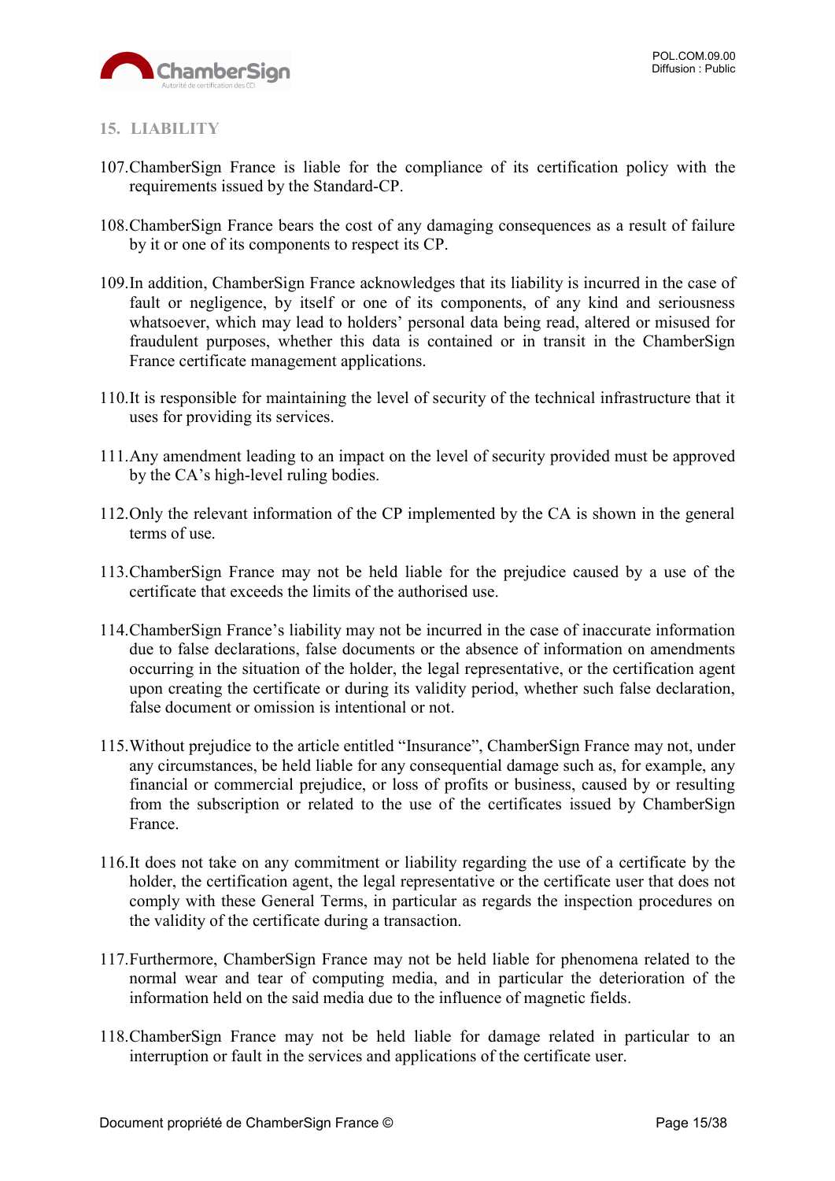## 15. LIABILITY

107. ChamberSign France is liable for the compliance of its certification policy with the requirements issued by the Standard-CP.

108. ChamberSign France bears the cost of any damaging consequences as a result of failure by it or one of its components to respect its CP.

109. In addition, ChamberSign France acknowledges that its liability is incurred in the case of fault or negligence, by itself or one of its components, of any kind and seriousness whatsoever, which may lead to holders' personal data being read, altered or misused for fraudulent purposes, whether this data is contained or in transit in the ChamberSign France certificate management applications.

110. It is responsible for maintaining the level of security of the technical infrastructure that it uses for providing its services.

111. Any amendment leading to an impact on the level of security provided must be approved by the CA's high-level ruling bodies.

112. Only the relevant information of the CP implemented by the CA is shown in the general terms of use.

113. ChamberSign France may not be held liable for the prejudice caused by a use of the certificate that exceeds the limits of the authorised use.

114. ChamberSign France's liability may not be incurred in the case of inaccurate information due to false declarations, false documents or the absence of information on amendments occurring in the situation of the holder, the legal representative, or the certification agent upon creating the certificate or during its validity period, whether such false declaration, false document or omission is intentional or not.

115. Without prejudice to the article entitled "Insurance", ChamberSign France may not, under any circumstances, be held liable for any consequential damage such as, for example, any financial or commercial prejudice, or loss of profits or business, caused by or resulting from the subscription or related to the use of the certificates issued by ChamberSign France.

116. It does not take on any commitment or liability regarding the use of a certificate by the holder, the certification agent, the legal representative or the certificate user that does not comply with these General Terms, in particular as regards the inspection procedures on the validity of the certificate during a transaction.

117. Furthermore, ChamberSign France may not be held liable for phenomena related to the normal wear and tear of computing media, and in particular the deterioration of the information held on the said media due to the influence of magnetic fields.

118. ChamberSign France may not be held liable for damage related in particular to an interruption or fault in the services and applications of the certificate user.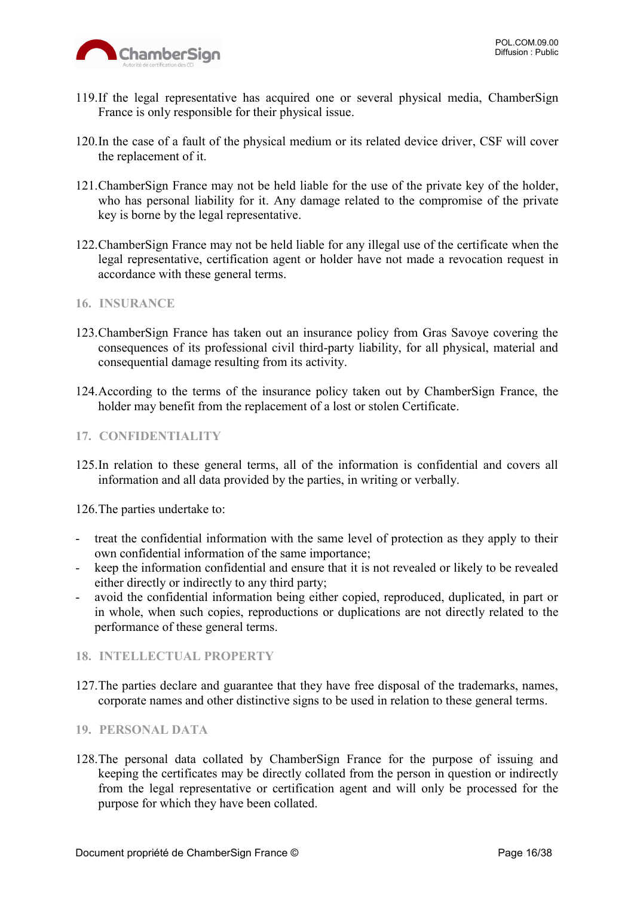119. If the legal representative has acquired one or several physical media, ChamberSign France is only responsible for their physical issue.

120. In the case of a fault of the physical medium or its related device driver, CSF will cover the replacement of it.

121. ChamberSign France may not be held liable for the use of the private key of the holder, who has personal liability for it. Any damage related to the compromise of the private key is borne by the legal representative.

122. ChamberSign France may not be held liable for any illegal use of the certificate when the legal representative, certification agent or holder have not made a revocation request in accordance with these general terms.

## 16. INSURANCE

123. ChamberSign France has taken out an insurance policy from Gras Savoye covering the consequences of its professional civil third-party liability, for all physical, material and consequential damage resulting from its activity.

124. According to the terms of the insurance policy taken out by ChamberSign France, the holder may benefit from the replacement of a lost or stolen Certificate.

## 17. CONFIDENTIALITY

125. In relation to these general terms, all of the information is confidential and covers all information and all data provided by the parties, in writing or verbally.

126. The parties undertake to:

- treat the confidential information with the same level of protection as they apply to their own confidential information of the same importance;
- keep the information confidential and ensure that it is not revealed or likely to be revealed either directly or indirectly to any third party;
- avoid the confidential information being either copied, reproduced, duplicated, in part or in whole, when such copies, reproductions or duplications are not directly related to the performance of these general terms.

## 18. INTELLECTUAL PROPERTY

127. The parties declare and guarantee that they have free disposal of the trademarks, names, corporate names and other distinctive signs to be used in relation to these general terms.

## 19. PERSONAL DATA

128. The personal data collated by ChamberSign France for the purpose of issuing and keeping the certificates may be directly collated from the person in question or indirectly from the legal representative or certification agent and will only be processed for the purpose for which they have been collated.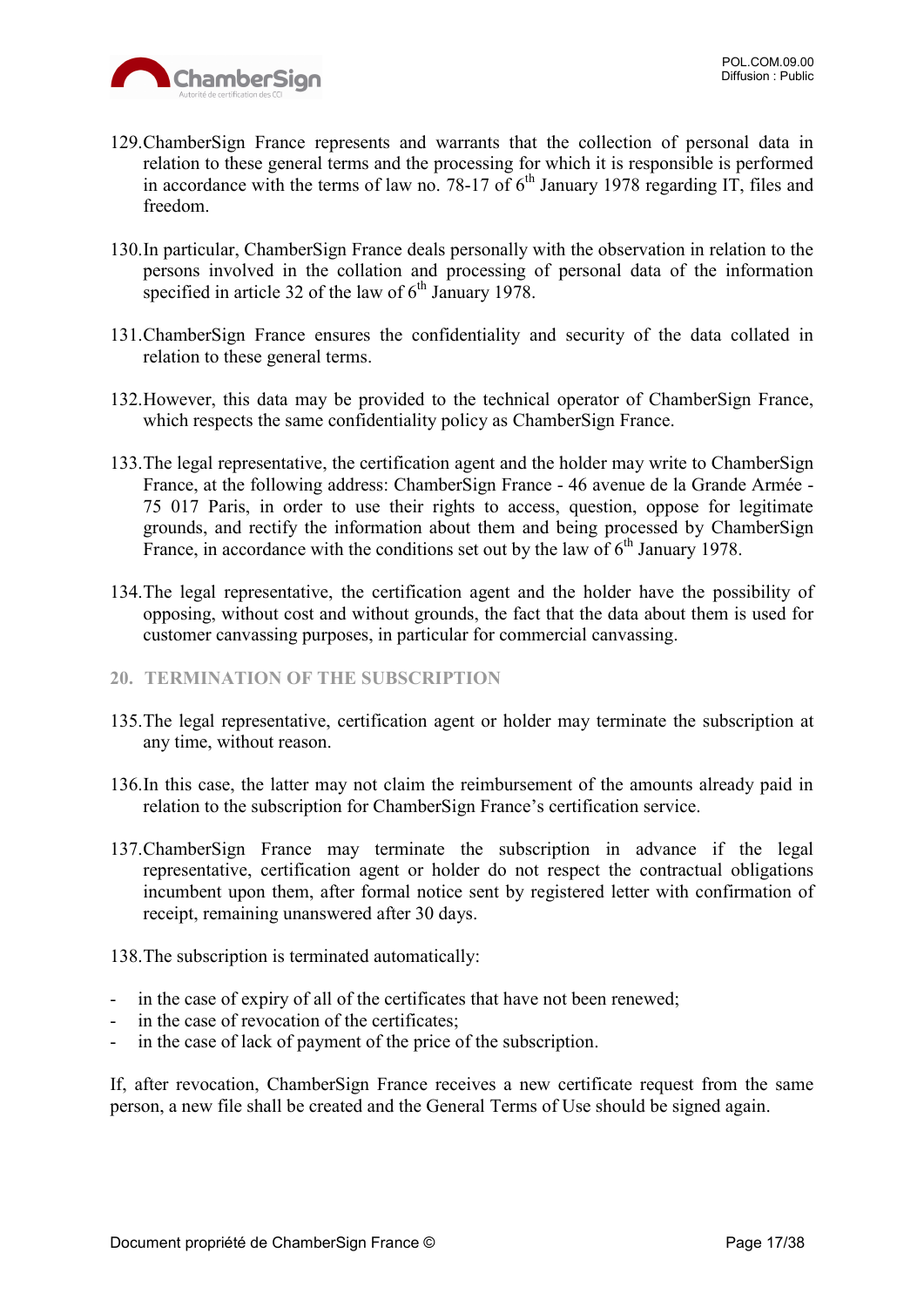129. ChamberSign France represents and warrants that the collection of personal data in relation to these general terms and the processing for which it is responsible is performed in accordance with the terms of law no. 78-17 of 6th January 1978 regarding IT, files and freedom.

130. In particular, ChamberSign France deals personally with the observation in relation to the persons involved in the collation and processing of personal data of the information specified in article 32 of the law of 6th January 1978.

131. ChamberSign France ensures the confidentiality and security of the data collated in relation to these general terms.

132. However, this data may be provided to the technical operator of ChamberSign France, which respects the same confidentiality policy as ChamberSign France.

133. The legal representative, the certification agent and the holder may write to ChamberSign France, at the following address: ChamberSign France - 46 avenue de la Grande Armée - 75 017 Paris, in order to use their rights to access, question, oppose for legitimate grounds, and rectify the information about them and being processed by ChamberSign France, in accordance with the conditions set out by the law of 6th January 1978.

134. The legal representative, the certification agent and the holder have the possibility of opposing, without cost and without grounds, the fact that the data about them is used for customer canvassing purposes, in particular for commercial canvassing.

## 20. TERMINATION OF THE SUBSCRIPTION

135. The legal representative, certification agent or holder may terminate the subscription at any time, without reason.

136. In this case, the latter may not claim the reimbursement of the amounts already paid in relation to the subscription for ChamberSign France's certification service.

137. ChamberSign France may terminate the subscription in advance if the legal representative, certification agent or holder do not respect the contractual obligations incumbent upon them, after formal notice sent by registered letter with confirmation of receipt, remaining unanswered after 30 days.

138. The subscription is terminated automatically:

- in the case of expiry of all of the certificates that have not been renewed;
- in the case of revocation of the certificates;
- in the case of lack of payment of the price of the subscription.

If, after revocation, ChamberSign France receives a new certificate request from the same person, a new file shall be created and the General Terms of Use should be signed again.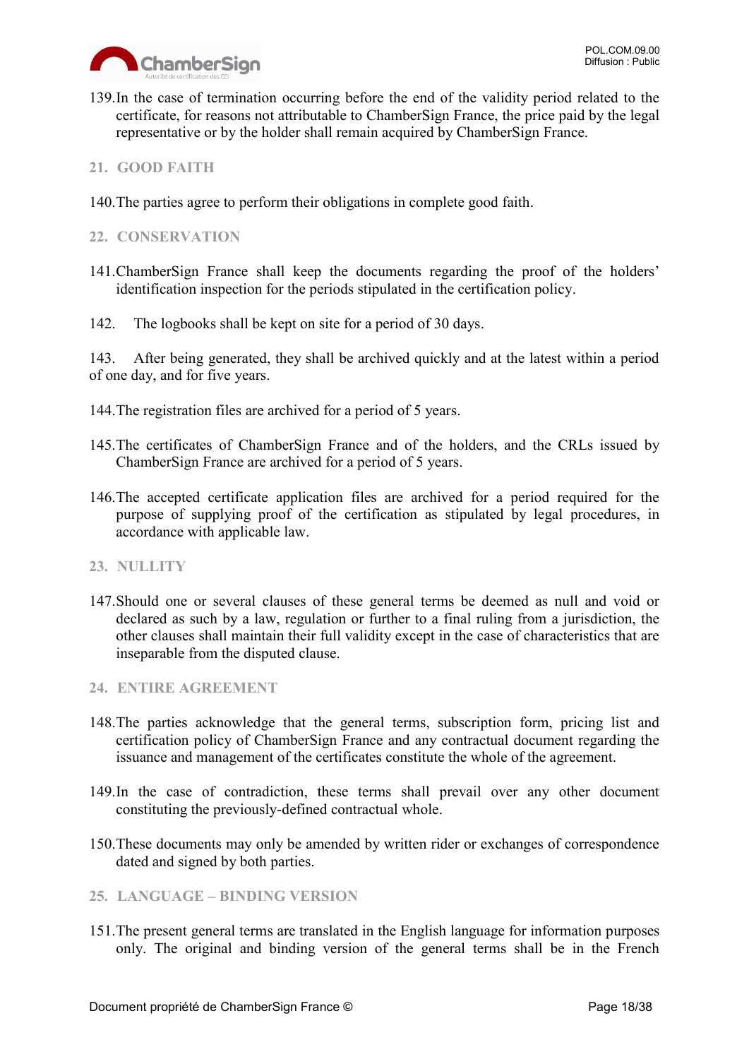139. In the case of termination occurring before the end of the validity period related to the certificate, for reasons not attributable to ChamberSign France, the price paid by the legal representative or by the holder shall remain acquired by ChamberSign France.

## 21. GOOD FAITH

140. The parties agree to perform their obligations in complete good faith.

## 22. CONSERVATION

141. ChamberSign France shall keep the documents regarding the proof of the holders' identification inspection for the periods stipulated in the certification policy.

142. The logbooks shall be kept on site for a period of 30 days.

143. After being generated, they shall be archived quickly and at the latest within a period of one day, and for five years.

144. The registration files are archived for a period of 5 years.

145. The certificates of ChamberSign France and of the holders, and the CRLs issued by ChamberSign France are archived for a period of 5 years.

146. The accepted certificate application files are archived for a period required for the purpose of supplying proof of the certification as stipulated by legal procedures, in accordance with applicable law.

## 23. NULLITY

147. Should one or several clauses of these general terms be deemed as null and void or declared as such by a law, regulation or further to a final ruling from a jurisdiction, the other clauses shall maintain their full validity except in the case of characteristics that are inseparable from the disputed clause.

## 24. ENTIRE AGREEMENT

148. The parties acknowledge that the general terms, subscription form, pricing list and certification policy of ChamberSign France and any contractual document regarding the issuance and management of the certificates constitute the whole of the agreement.

149. In the case of contradiction, these terms shall prevail over any other document constituting the previously-defined contractual whole.

150. These documents may only be amended by written rider or exchanges of correspondence dated and signed by both parties.

## 25. LANGUAGE – BINDING VERSION

151. The present general terms are translated in the English language for information purposes only. The original and binding version of the general terms shall be in the French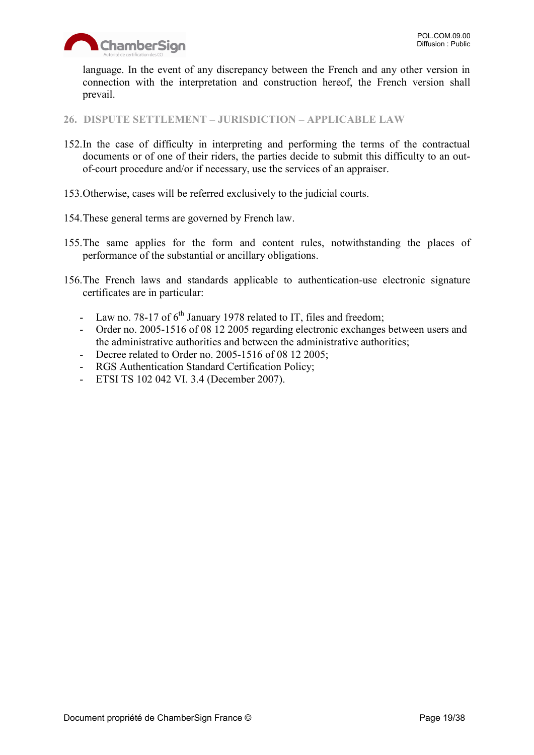language. In the event of any discrepancy between the French and any other version in connection with the interpretation and construction hereof, the French version shall prevail.

## 26. DISPUTE SETTLEMENT – JURISDICTION – APPLICABLE LAW

152. In the case of difficulty in interpreting and performing the terms of the contractual documents or of one of their riders, the parties decide to submit this difficulty to an out-of-court procedure and/or if necessary, use the services of an appraiser.

153. Otherwise, cases will be referred exclusively to the judicial courts.

154. These general terms are governed by French law.

155. The same applies for the form and content rules, notwithstanding the places of performance of the substantial or ancillary obligations.

156. The French laws and standards applicable to authentication-use electronic signature certificates are in particular:

- Law no. 78-17 of 6th January 1978 related to IT, files and freedom;
- Order no. 2005-1516 of 08 12 2005 regarding electronic exchanges between users and the administrative authorities and between the administrative authorities;
- Decree related to Order no. 2005-1516 of 08 12 2005;
- RGS Authentication Standard Certification Policy;
- ETSI TS 102 042 VI. 3.4 (December 2007).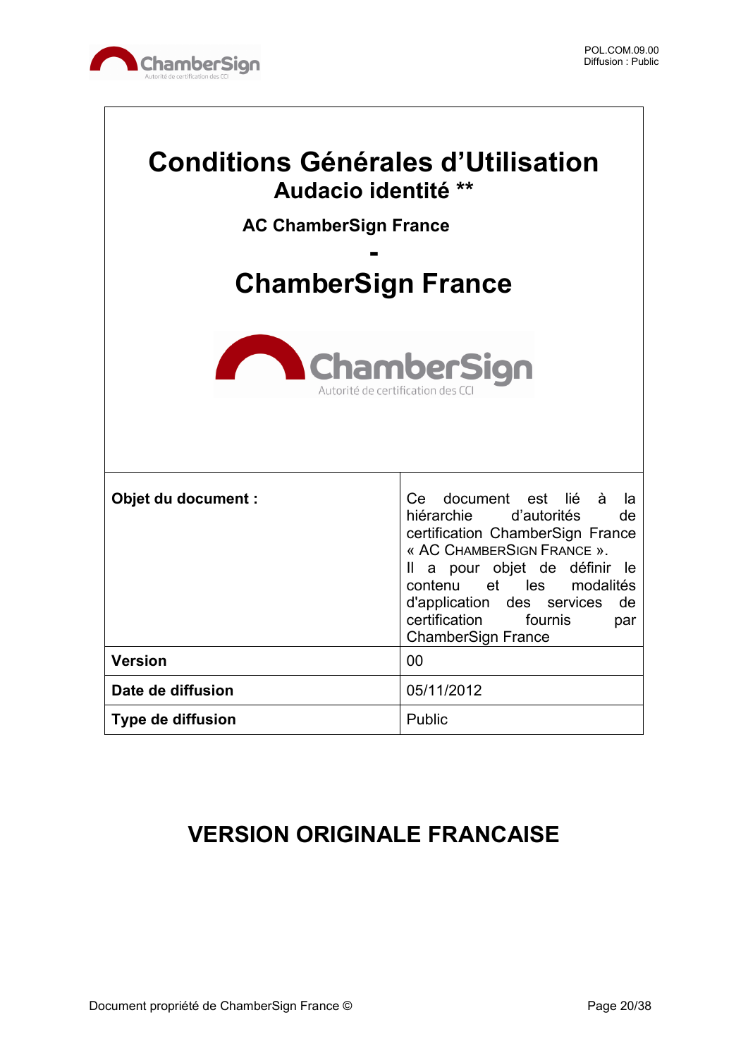# Conditions Générales d'Utilisation

## Audacio identité **

### AC ChamberSign France

## -

# ChamberSign France

| Objet du document : | Ce document est lié à la hiérarchie d'autorités de certification ChamberSign France « AC CHAMBERSIGN FRANCE ». Il a pour objet de définir le contenu et les modalités d'application des services de certification fournis par ChamberSign France |
|---|---|
| **Version** | 00 |
| **Date de diffusion** | 05/11/2012 |
| **Type de diffusion** | Public |

## VERSION ORIGINALE FRANCAISE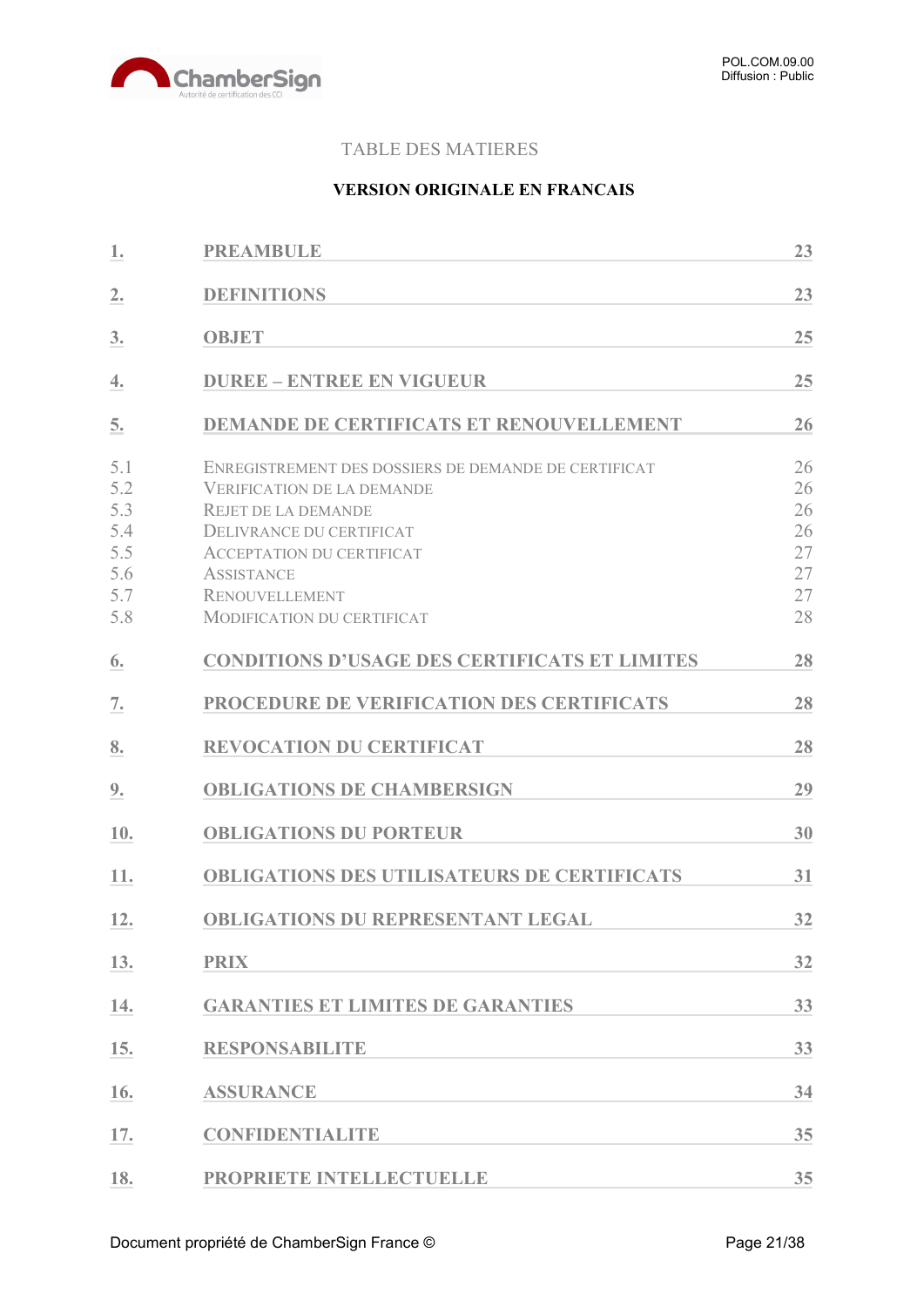TABLE DES MATIERES

**VERSION ORIGINALE EN FRANCAIS**

| | | |
|---|---|---|
| 1. | PREAMBULE | 23 |
| 2. | DEFINITIONS | 23 |
| 3. | OBJET | 25 |
| 4. | DUREE – ENTREE EN VIGUEUR | 25 |
| 5. | DEMANDE DE CERTIFICATS ET RENOUVELLEMENT | 26 |
| 5.1 | ENREGISTREMENT DES DOSSIERS DE DEMANDE DE CERTIFICAT | 26 |
| 5.2 | VERIFICATION DE LA DEMANDE | 26 |
| 5.3 | REJET DE LA DEMANDE | 26 |
| 5.4 | DELIVRANCE DU CERTIFICAT | 26 |
| 5.5 | ACCEPTATION DU CERTIFICAT | 27 |
| 5.6 | ASSISTANCE | 27 |
| 5.7 | RENOUVELLEMENT | 27 |
| 5.8 | MODIFICATION DU CERTIFICAT | 28 |
| 6. | CONDITIONS D'USAGE DES CERTIFICATS ET LIMITES | 28 |
| 7. | PROCEDURE DE VERIFICATION DES CERTIFICATS | 28 |
| 8. | REVOCATION DU CERTIFICAT | 28 |
| 9. | OBLIGATIONS DE CHAMBERSIGN | 29 |
| 10. | OBLIGATIONS DU PORTEUR | 30 |
| 11. | OBLIGATIONS DES UTILISATEURS DE CERTIFICATS | 31 |
| 12. | OBLIGATIONS DU REPRESENTANT LEGAL | 32 |
| 13. | PRIX | 32 |
| 14. | GARANTIES ET LIMITES DE GARANTIES | 33 |
| 15. | RESPONSABILITE | 33 |
| 16. | ASSURANCE | 34 |
| 17. | CONFIDENTIALITE | 35 |
| 18. | PROPRIETE INTELLECTUELLE | 35 |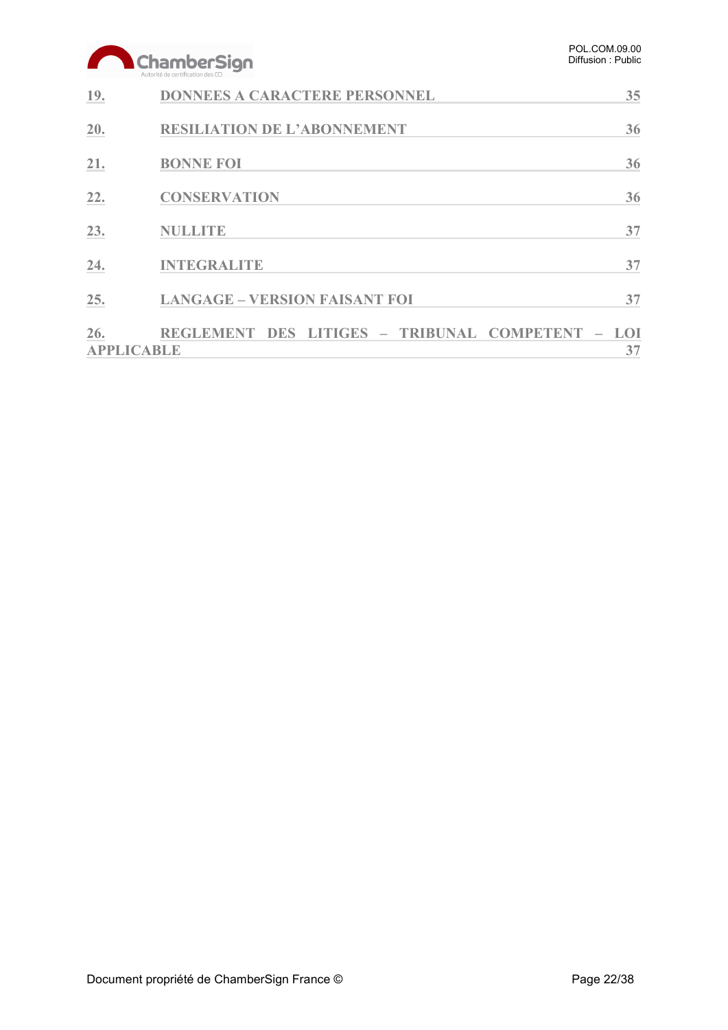19. DONNEES A CARACTERE PERSONNEL 35

20. RESILIATION DE L'ABONNEMENT 36

21. BONNE FOI 36

22. CONSERVATION 36

23. NULLITE 37

24. INTEGRALITE 37

25. LANGAGE – VERSION FAISANT FOI 37

26. REGLEMENT DES LITIGES – TRIBUNAL COMPETENT – LOI APPLICABLE 37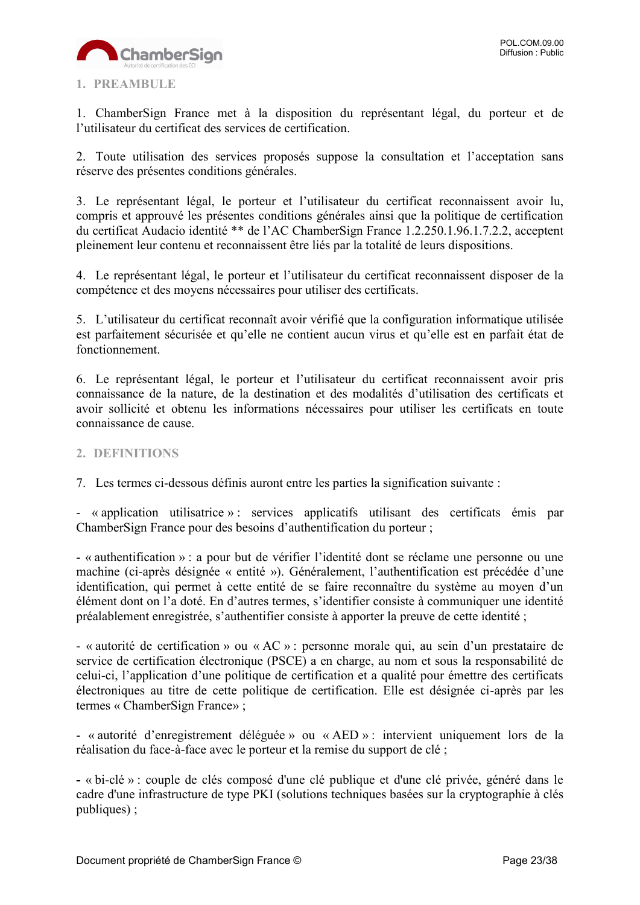## 1. PREAMBULE

1. ChamberSign France met à la disposition du représentant légal, du porteur et de l'utilisateur du certificat des services de certification.

2. Toute utilisation des services proposés suppose la consultation et l'acceptation sans réserve des présentes conditions générales.

3. Le représentant légal, le porteur et l'utilisateur du certificat reconnaissent avoir lu, compris et approuvé les présentes conditions générales ainsi que la politique de certification du certificat Audacio identité ** de l'AC ChamberSign France 1.2.250.1.96.1.7.2.2, acceptent pleinement leur contenu et reconnaissent être liés par la totalité de leurs dispositions.

4. Le représentant légal, le porteur et l'utilisateur du certificat reconnaissent disposer de la compétence et des moyens nécessaires pour utiliser des certificats.

5. L'utilisateur du certificat reconnaît avoir vérifié que la configuration informatique utilisée est parfaitement sécurisée et qu'elle ne contient aucun virus et qu'elle est en parfait état de fonctionnement.

6. Le représentant légal, le porteur et l'utilisateur du certificat reconnaissent avoir pris connaissance de la nature, de la destination et des modalités d'utilisation des certificats et avoir sollicité et obtenu les informations nécessaires pour utiliser les certificats en toute connaissance de cause.

## 2. DEFINITIONS

7. Les termes ci-dessous définis auront entre les parties la signification suivante :

- « application utilisatrice » : services applicatifs utilisant des certificats émis par ChamberSign France pour des besoins d'authentification du porteur ;

- « authentification » : a pour but de vérifier l'identité dont se réclame une personne ou une machine (ci-après désignée « entité »). Généralement, l'authentification est précédée d'une identification, qui permet à cette entité de se faire reconnaître du système au moyen d'un élément dont on l'a doté. En d'autres termes, s'identifier consiste à communiquer une identité préalablement enregistrée, s'authentifier consiste à apporter la preuve de cette identité ;

- « autorité de certification » ou « AC » : personne morale qui, au sein d'un prestataire de service de certification électronique (PSCE) a en charge, au nom et sous la responsabilité de celui-ci, l'application d'une politique de certification et a qualité pour émettre des certificats électroniques au titre de cette politique de certification. Elle est désignée ci-après par les termes « ChamberSign France» ;

- « autorité d'enregistrement déléguée » ou « AED » : intervient uniquement lors de la réalisation du face-à-face avec le porteur et la remise du support de clé ;

- « bi-clé » : couple de clés composé d'une clé publique et d'une clé privée, généré dans le cadre d'une infrastructure de type PKI (solutions techniques basées sur la cryptographie à clés publiques) ;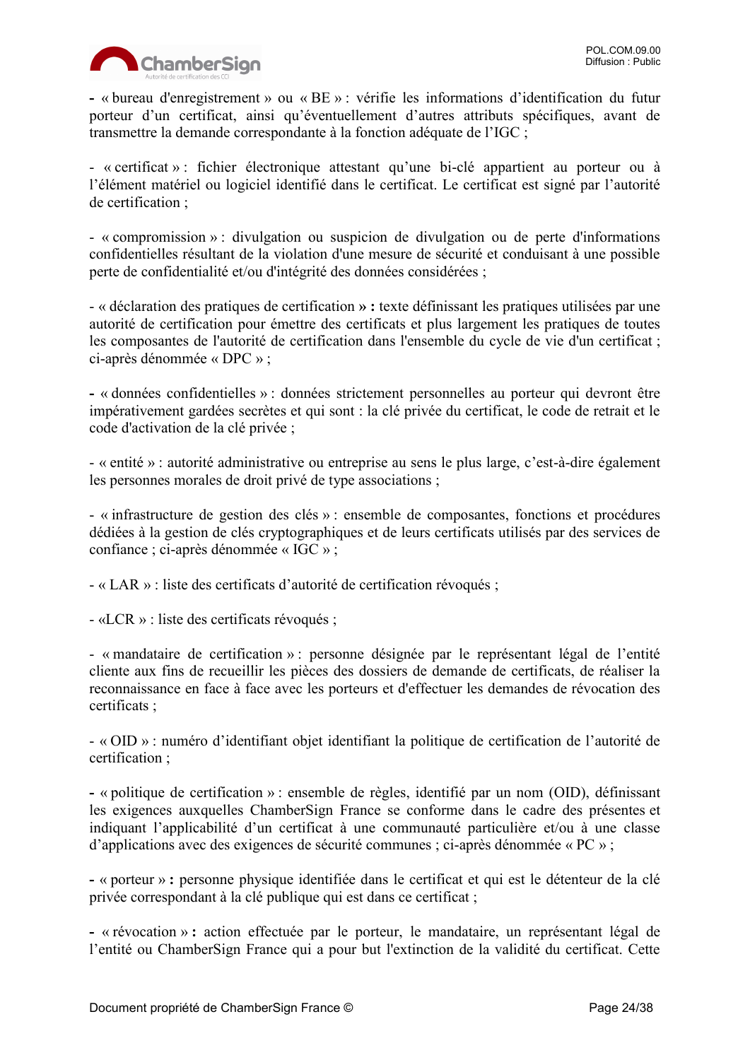- « bureau d'enregistrement » ou « BE » : vérifie les informations d’identification du futur porteur d’un certificat, ainsi qu’éventuellement d’autres attributs spécifiques, avant de transmettre la demande correspondante à la fonction adéquate de l’IGC ;

- « certificat » : fichier électronique attestant qu’une bi-clé appartient au porteur ou à l’élément matériel ou logiciel identifié dans le certificat. Le certificat est signé par l’autorité de certification ;

- « compromission » : divulgation ou suspicion de divulgation ou de perte d'informations confidentielles résultant de la violation d'une mesure de sécurité et conduisant à une possible perte de confidentialité et/ou d'intégrité des données considérées ;

- « déclaration des pratiques de certification **» :** texte définissant les pratiques utilisées par une autorité de certification pour émettre des certificats et plus largement les pratiques de toutes les composantes de l'autorité de certification dans l'ensemble du cycle de vie d'un certificat ; ci-après dénommée « DPC » ;

- « données confidentielles » : données strictement personnelles au porteur qui devront être impérativement gardées secrètes et qui sont : la clé privée du certificat, le code de retrait et le code d'activation de la clé privée ;

- « entité » : autorité administrative ou entreprise au sens le plus large, c’est-à-dire également les personnes morales de droit privé de type associations ;

- « infrastructure de gestion des clés » : ensemble de composantes, fonctions et procédures dédiées à la gestion de clés cryptographiques et de leurs certificats utilisés par des services de confiance ; ci-après dénommée « IGC » ;

- « LAR » : liste des certificats d’autorité de certification révoqués ;

- «LCR » : liste des certificats révoqués ;

- « mandataire de certification » : personne désignée par le représentant légal de l’entité cliente aux fins de recueillir les pièces des dossiers de demande de certificats, de réaliser la reconnaissance en face à face avec les porteurs et d'effectuer les demandes de révocation des certificats ;

- « OID » : numéro d’identifiant objet identifiant la politique de certification de l’autorité de certification ;

- « politique de certification » : ensemble de règles, identifié par un nom (OID), définissant les exigences auxquelles ChamberSign France se conforme dans le cadre des présentes et indiquant l’applicabilité d’un certificat à une communauté particulière et/ou à une classe d’applications avec des exigences de sécurité communes ; ci-après dénommée « PC » ;

- « porteur » **:** personne physique identifiée dans le certificat et qui est le détenteur de la clé privée correspondant à la clé publique qui est dans ce certificat ;

- « révocation » **:** action effectuée par le porteur, le mandataire, un représentant légal de l’entité ou ChamberSign France qui a pour but l'extinction de la validité du certificat. Cette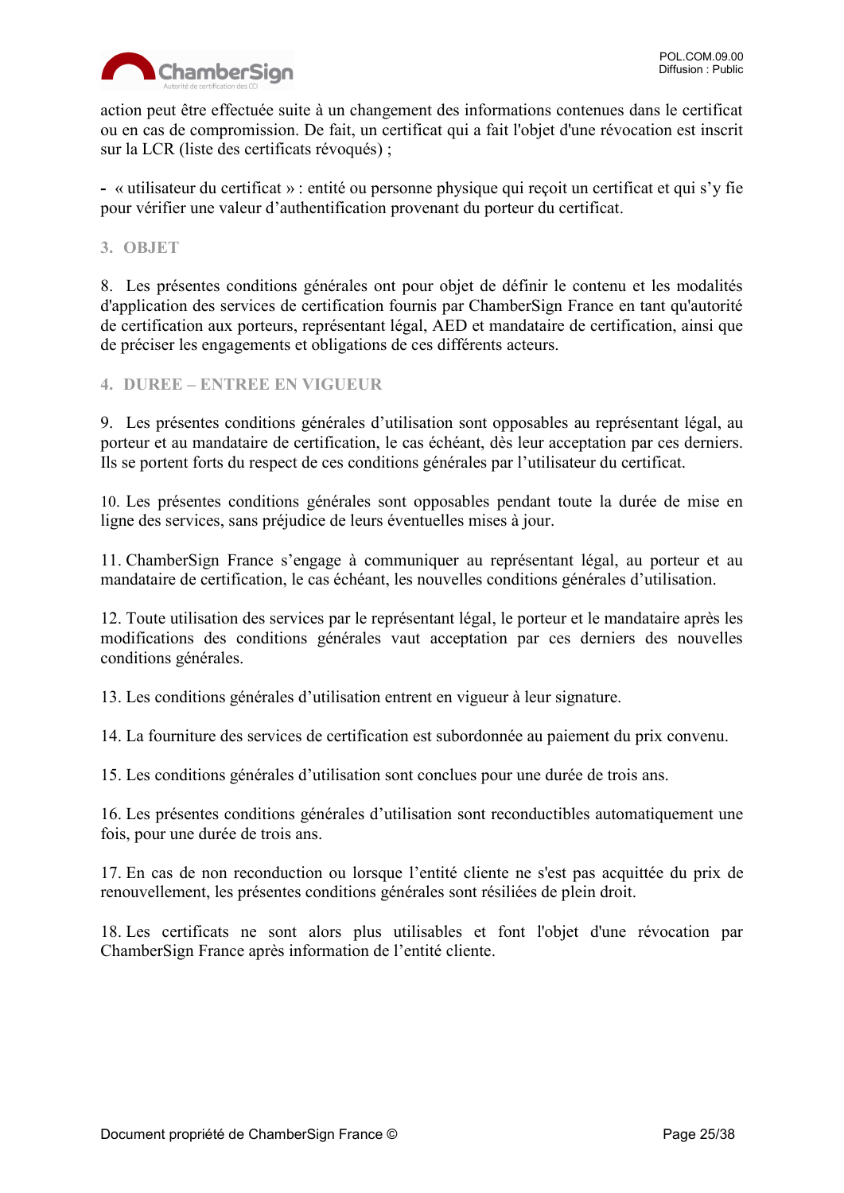action peut être effectuée suite à un changement des informations contenues dans le certificat ou en cas de compromission. De fait, un certificat qui a fait l'objet d'une révocation est inscrit sur la LCR (liste des certificats révoqués) ;

- « utilisateur du certificat » : entité ou personne physique qui reçoit un certificat et qui s'y fie pour vérifier une valeur d'authentification provenant du porteur du certificat.

## 3. OBJET

8. Les présentes conditions générales ont pour objet de définir le contenu et les modalités d'application des services de certification fournis par ChamberSign France en tant qu'autorité de certification aux porteurs, représentant légal, AED et mandataire de certification, ainsi que de préciser les engagements et obligations de ces différents acteurs.

## 4. DUREE – ENTREE EN VIGUEUR

9. Les présentes conditions générales d'utilisation sont opposables au représentant légal, au porteur et au mandataire de certification, le cas échéant, dès leur acceptation par ces derniers. Ils se portent forts du respect de ces conditions générales par l'utilisateur du certificat.

10. Les présentes conditions générales sont opposables pendant toute la durée de mise en ligne des services, sans préjudice de leurs éventuelles mises à jour.

11. ChamberSign France s'engage à communiquer au représentant légal, au porteur et au mandataire de certification, le cas échéant, les nouvelles conditions générales d'utilisation.

12. Toute utilisation des services par le représentant légal, le porteur et le mandataire après les modifications des conditions générales vaut acceptation par ces derniers des nouvelles conditions générales.

13. Les conditions générales d'utilisation entrent en vigueur à leur signature.

14. La fourniture des services de certification est subordonnée au paiement du prix convenu.

15. Les conditions générales d'utilisation sont conclues pour une durée de trois ans.

16. Les présentes conditions générales d'utilisation sont reconductibles automatiquement une fois, pour une durée de trois ans.

17. En cas de non reconduction ou lorsque l'entité cliente ne s'est pas acquittée du prix de renouvellement, les présentes conditions générales sont résiliées de plein droit.

18. Les certificats ne sont alors plus utilisables et font l'objet d'une révocation par ChamberSign France après information de l'entité cliente.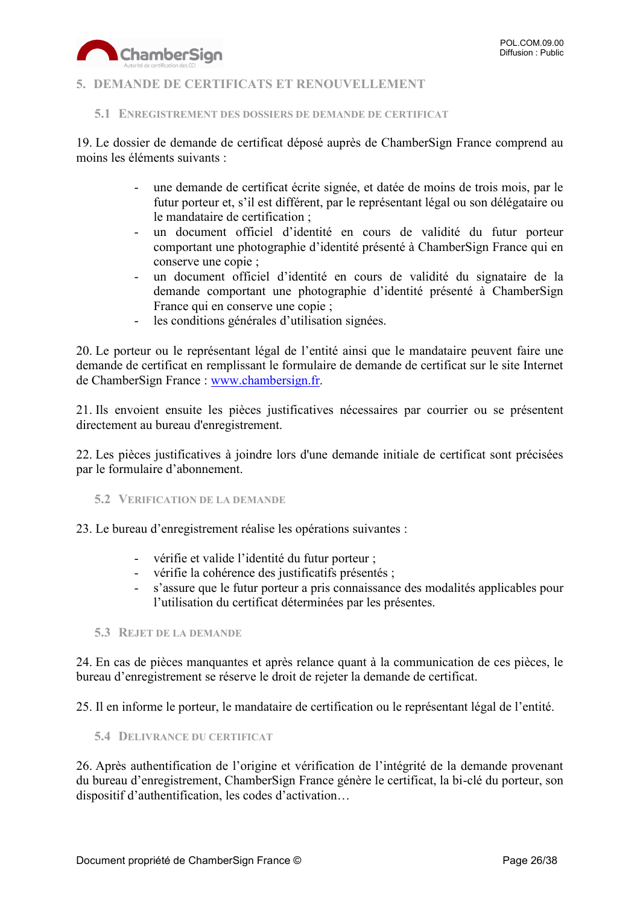# 5. DEMANDE DE CERTIFICATS ET RENOUVELLEMENT

## 5.1 ENREGISTREMENT DES DOSSIERS DE DEMANDE DE CERTIFICAT

19. Le dossier de demande de certificat déposé auprès de ChamberSign France comprend au moins les éléments suivants :

- une demande de certificat écrite signée, et datée de moins de trois mois, par le futur porteur et, s'il est différent, par le représentant légal ou son délégataire ou le mandataire de certification ;
- un document officiel d'identité en cours de validité du futur porteur comportant une photographie d'identité présenté à ChamberSign France qui en conserve une copie ;
- un document officiel d'identité en cours de validité du signataire de la demande comportant une photographie d'identité présenté à ChamberSign France qui en conserve une copie ;
- les conditions générales d'utilisation signées.

20. Le porteur ou le représentant légal de l'entité ainsi que le mandataire peuvent faire une demande de certificat en remplissant le formulaire de demande de certificat sur le site Internet de ChamberSign France : [www.chambersign.fr](http://www.chambersign.fr).

21. Ils envoient ensuite les pièces justificatives nécessaires par courrier ou se présentent directement au bureau d'enregistrement.

22. Les pièces justificatives à joindre lors d'une demande initiale de certificat sont précisées par le formulaire d'abonnement.

## 5.2 VERIFICATION DE LA DEMANDE

23. Le bureau d'enregistrement réalise les opérations suivantes :

- vérifie et valide l'identité du futur porteur ;
- vérifie la cohérence des justificatifs présentés ;
- s'assure que le futur porteur a pris connaissance des modalités applicables pour l'utilisation du certificat déterminées par les présentes.

## 5.3 REJET DE LA DEMANDE

24. En cas de pièces manquantes et après relance quant à la communication de ces pièces, le bureau d'enregistrement se réserve le droit de rejeter la demande de certificat.

25. Il en informe le porteur, le mandataire de certification ou le représentant légal de l'entité.

## 5.4 DELIVRANCE DU CERTIFICAT

26. Après authentification de l'origine et vérification de l'intégrité de la demande provenant du bureau d'enregistrement, ChamberSign France génère le certificat, la bi-clé du porteur, son dispositif d'authentification, les codes d'activation…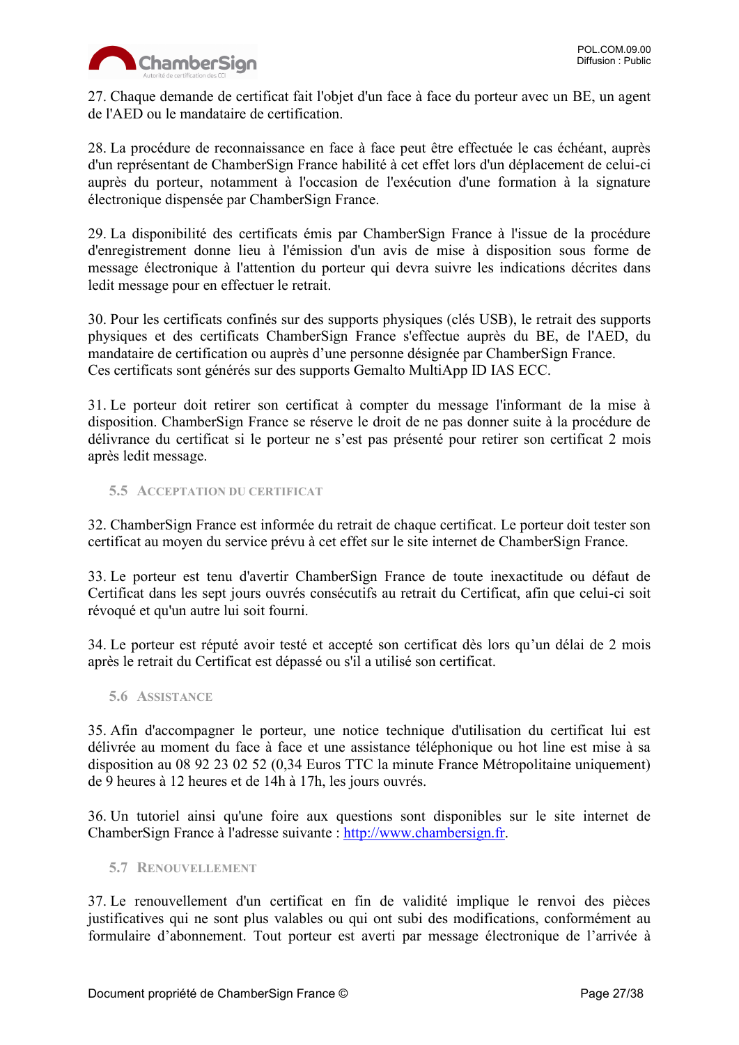27. Chaque demande de certificat fait l'objet d'un face à face du porteur avec un BE, un agent de l'AED ou le mandataire de certification.

28. La procédure de reconnaissance en face à face peut être effectuée le cas échéant, auprès d'un représentant de ChamberSign France habilité à cet effet lors d'un déplacement de celui-ci auprès du porteur, notamment à l'occasion de l'exécution d'une formation à la signature électronique dispensée par ChamberSign France.

29. La disponibilité des certificats émis par ChamberSign France à l'issue de la procédure d'enregistrement donne lieu à l'émission d'un avis de mise à disposition sous forme de message électronique à l'attention du porteur qui devra suivre les indications décrites dans ledit message pour en effectuer le retrait.

30. Pour les certificats confinés sur des supports physiques (clés USB), le retrait des supports physiques et des certificats ChamberSign France s'effectue auprès du BE, de l'AED, du mandataire de certification ou auprès d'une personne désignée par ChamberSign France.
Ces certificats sont générés sur des supports Gemalto MultiApp ID IAS ECC.

31. Le porteur doit retirer son certificat à compter du message l'informant de la mise à disposition. ChamberSign France se réserve le droit de ne pas donner suite à la procédure de délivrance du certificat si le porteur ne s'est pas présenté pour retirer son certificat 2 mois après ledit message.

### 5.5 Acceptation du certificat

32. ChamberSign France est informée du retrait de chaque certificat. Le porteur doit tester son certificat au moyen du service prévu à cet effet sur le site internet de ChamberSign France.

33. Le porteur est tenu d'avertir ChamberSign France de toute inexactitude ou défaut de Certificat dans les sept jours ouvrés consécutifs au retrait du Certificat, afin que celui-ci soit révoqué et qu'un autre lui soit fourni.

34. Le porteur est réputé avoir testé et accepté son certificat dès lors qu'un délai de 2 mois après le retrait du Certificat est dépassé ou s'il a utilisé son certificat.

### 5.6 Assistance

35. Afin d'accompagner le porteur, une notice technique d'utilisation du certificat lui est délivrée au moment du face à face et une assistance téléphonique ou hot line est mise à sa disposition au 08 92 23 02 52 (0,34 Euros TTC la minute France Métropolitaine uniquement) de 9 heures à 12 heures et de 14h à 17h, les jours ouvrés.

36. Un tutoriel ainsi qu'une foire aux questions sont disponibles sur le site internet de ChamberSign France à l'adresse suivante : [http://www.chambersign.fr](http://www.chambersign.fr).

### 5.7 Renouvellement

37. Le renouvellement d'un certificat en fin de validité implique le renvoi des pièces justificatives qui ne sont plus valables ou qui ont subi des modifications, conformément au formulaire d'abonnement. Tout porteur est averti par message électronique de l'arrivée à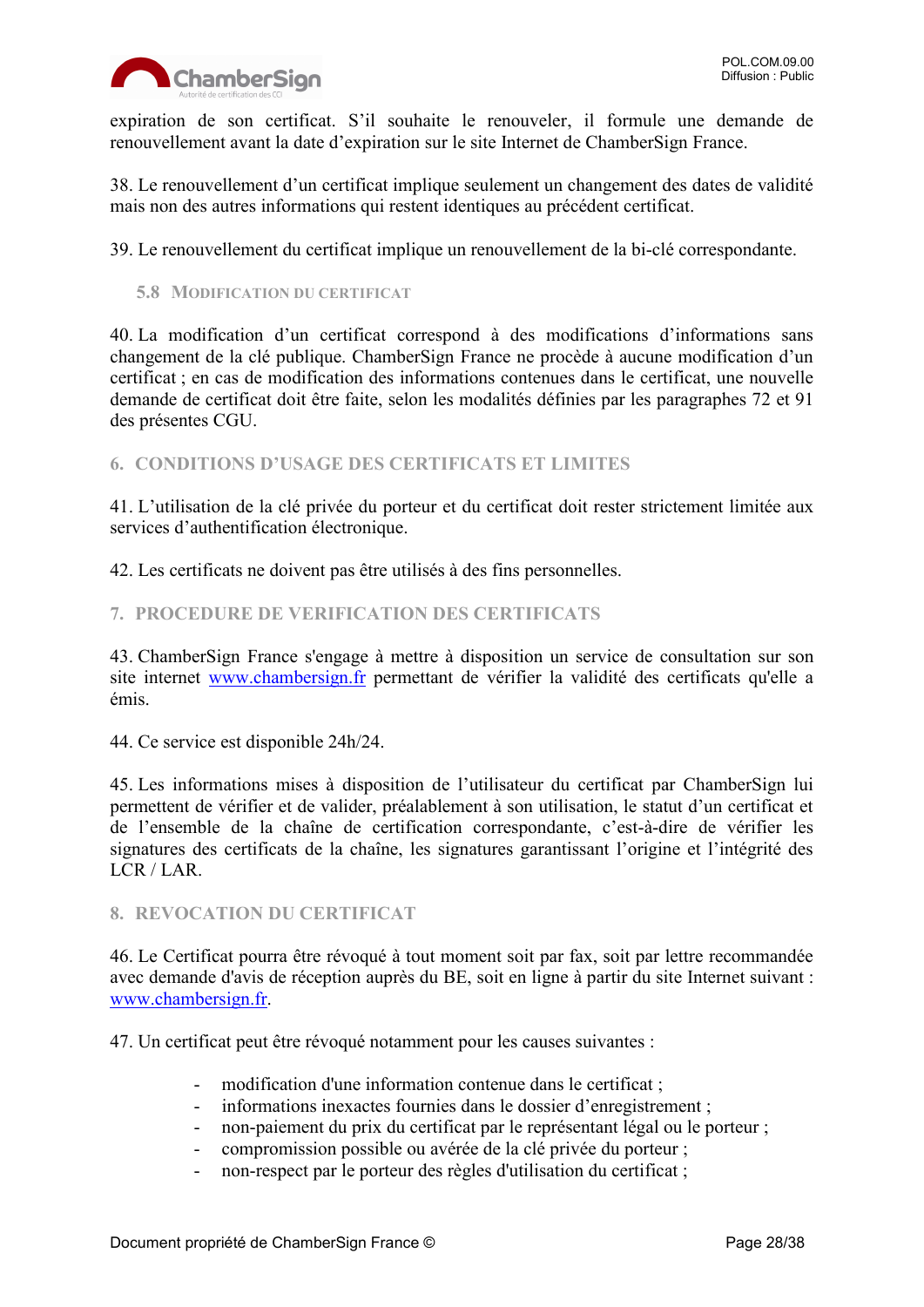expiration de son certificat. S’il souhaite le renouveler, il formule une demande de renouvellement avant la date d’expiration sur le site Internet de ChamberSign France.

38. Le renouvellement d’un certificat implique seulement un changement des dates de validité mais non des autres informations qui restent identiques au précédent certificat.

39. Le renouvellement du certificat implique un renouvellement de la bi-clé correspondante.

### 5.8 Modification du certificat

40. La modification d’un certificat correspond à des modifications d’informations sans changement de la clé publique. ChamberSign France ne procède à aucune modification d’un certificat ; en cas de modification des informations contenues dans le certificat, une nouvelle demande de certificat doit être faite, selon les modalités définies par les paragraphes 72 et 91 des présentes CGU.

## 6. CONDITIONS D’USAGE DES CERTIFICATS ET LIMITES

41. L’utilisation de la clé privée du porteur et du certificat doit rester strictement limitée aux services d’authentification électronique.

42. Les certificats ne doivent pas être utilisés à des fins personnelles.

## 7. PROCEDURE DE VERIFICATION DES CERTIFICATS

43. ChamberSign France s'engage à mettre à disposition un service de consultation sur son site internet [www.chambersign.fr](http://www.chambersign.fr) permettant de vérifier la validité des certificats qu'elle a émis.

44. Ce service est disponible 24h/24.

45. Les informations mises à disposition de l’utilisateur du certificat par ChamberSign lui permettent de vérifier et de valider, préalablement à son utilisation, le statut d’un certificat et de l’ensemble de la chaîne de certification correspondante, c’est-à-dire de vérifier les signatures des certificats de la chaîne, les signatures garantissant l’origine et l’intégrité des LCR / LAR.

## 8. REVOCATION DU CERTIFICAT

46. Le Certificat pourra être révoqué à tout moment soit par fax, soit par lettre recommandée avec demande d'avis de réception auprès du BE, soit en ligne à partir du site Internet suivant : [www.chambersign.fr](http://www.chambersign.fr).

47. Un certificat peut être révoqué notamment pour les causes suivantes :

- modification d'une information contenue dans le certificat ;
- informations inexactes fournies dans le dossier d’enregistrement ;
- non-paiement du prix du certificat par le représentant légal ou le porteur ;
- compromission possible ou avérée de la clé privée du porteur ;
- non-respect par le porteur des règles d'utilisation du certificat ;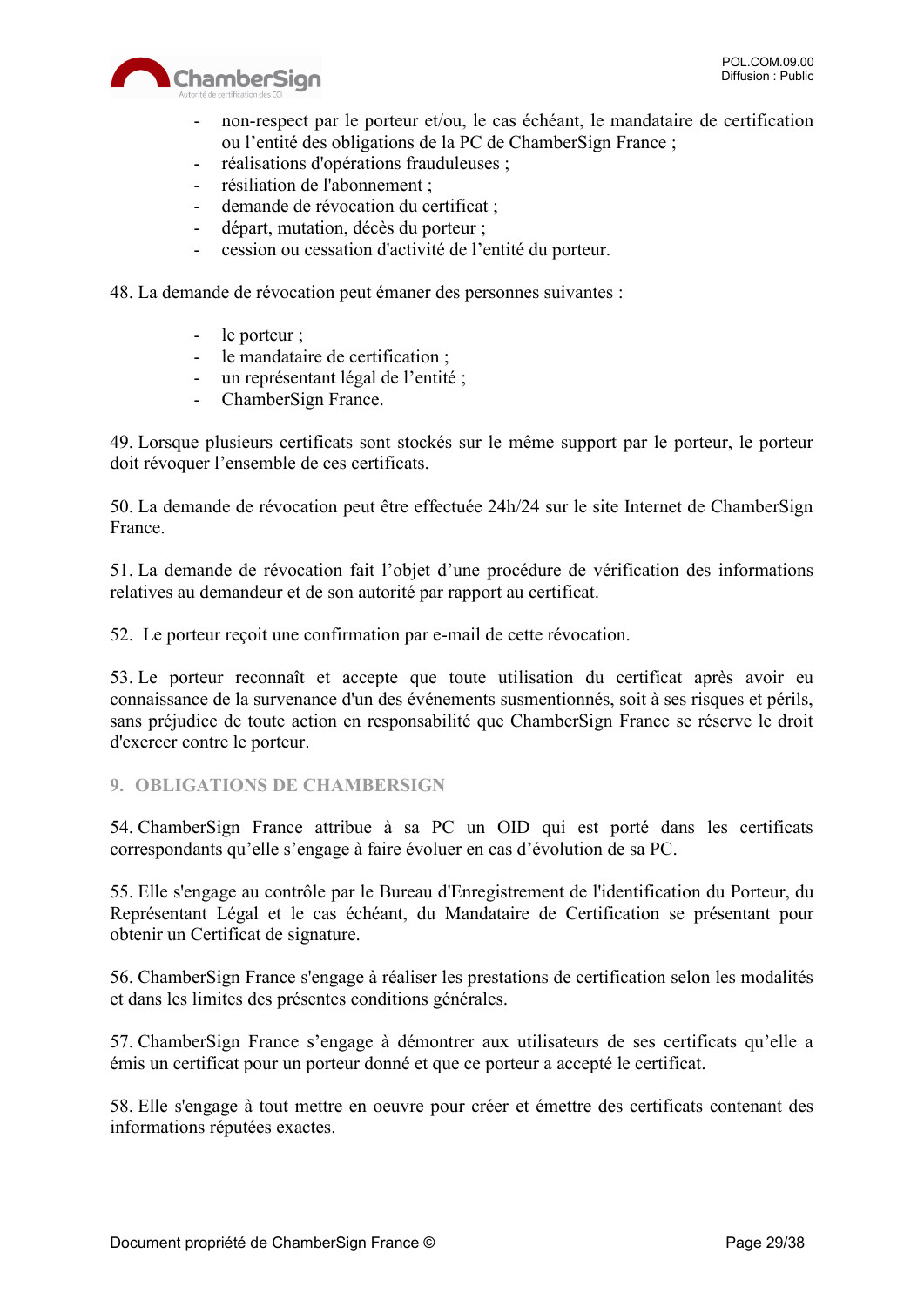- non-respect par le porteur et/ou, le cas échéant, le mandataire de certification ou l'entité des obligations de la PC de ChamberSign France ;
- réalisations d'opérations frauduleuses ;
- résiliation de l'abonnement ;
- demande de révocation du certificat ;
- départ, mutation, décès du porteur ;
- cession ou cessation d'activité de l'entité du porteur.

48. La demande de révocation peut émaner des personnes suivantes :

- le porteur ;
- le mandataire de certification ;
- un représentant légal de l'entité ;
- ChamberSign France.

49. Lorsque plusieurs certificats sont stockés sur le même support par le porteur, le porteur doit révoquer l'ensemble de ces certificats.

50. La demande de révocation peut être effectuée 24h/24 sur le site Internet de ChamberSign France.

51. La demande de révocation fait l'objet d'une procédure de vérification des informations relatives au demandeur et de son autorité par rapport au certificat.

52. Le porteur reçoit une confirmation par e-mail de cette révocation.

53. Le porteur reconnaît et accepte que toute utilisation du certificat après avoir eu connaissance de la survenance d'un des événements susmentionnés, soit à ses risques et périls, sans préjudice de toute action en responsabilité que ChamberSign France se réserve le droit d'exercer contre le porteur.

## 9. OBLIGATIONS DE CHAMBERSIGN

54. ChamberSign France attribue à sa PC un OID qui est porté dans les certificats correspondants qu'elle s'engage à faire évoluer en cas d'évolution de sa PC.

55. Elle s'engage au contrôle par le Bureau d'Enregistrement de l'identification du Porteur, du Représentant Légal et le cas échéant, du Mandataire de Certification se présentant pour obtenir un Certificat de signature.

56. ChamberSign France s'engage à réaliser les prestations de certification selon les modalités et dans les limites des présentes conditions générales.

57. ChamberSign France s'engage à démontrer aux utilisateurs de ses certificats qu'elle a émis un certificat pour un porteur donné et que ce porteur a accepté le certificat.

58. Elle s'engage à tout mettre en oeuvre pour créer et émettre des certificats contenant des informations réputées exactes.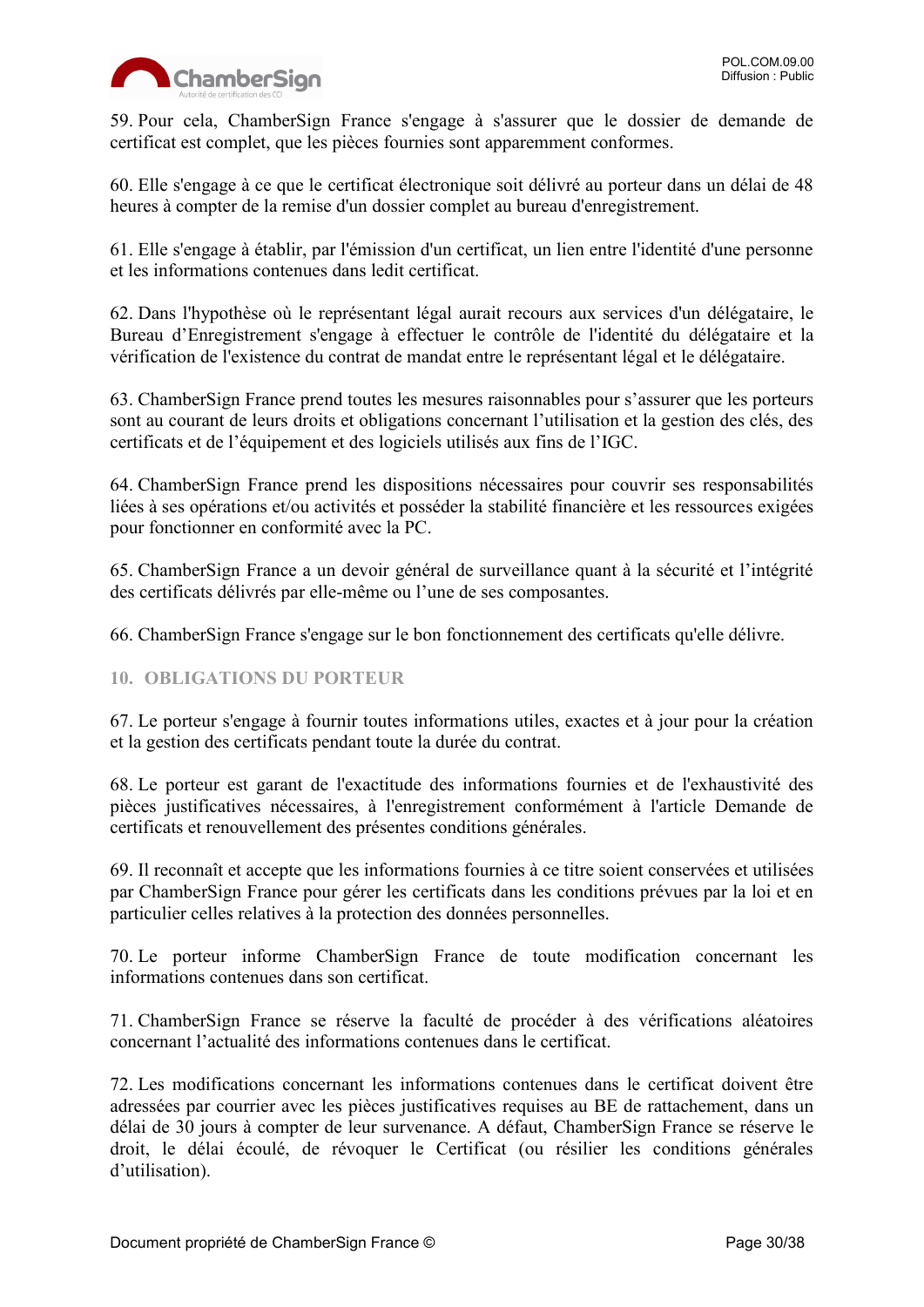59. Pour cela, ChamberSign France s'engage à s'assurer que le dossier de demande de certificat est complet, que les pièces fournies sont apparemment conformes.

60. Elle s'engage à ce que le certificat électronique soit délivré au porteur dans un délai de 48 heures à compter de la remise d'un dossier complet au bureau d'enregistrement.

61. Elle s'engage à établir, par l'émission d'un certificat, un lien entre l'identité d'une personne et les informations contenues dans ledit certificat.

62. Dans l'hypothèse où le représentant légal aurait recours aux services d'un délégataire, le Bureau d'Enregistrement s'engage à effectuer le contrôle de l'identité du délégataire et la vérification de l'existence du contrat de mandat entre le représentant légal et le délégataire.

63. ChamberSign France prend toutes les mesures raisonnables pour s'assurer que les porteurs sont au courant de leurs droits et obligations concernant l'utilisation et la gestion des clés, des certificats et de l'équipement et des logiciels utilisés aux fins de l'IGC.

64. ChamberSign France prend les dispositions nécessaires pour couvrir ses responsabilités liées à ses opérations et/ou activités et posséder la stabilité financière et les ressources exigées pour fonctionner en conformité avec la PC.

65. ChamberSign France a un devoir général de surveillance quant à la sécurité et l'intégrité des certificats délivrés par elle-même ou l'une de ses composantes.

66. ChamberSign France s'engage sur le bon fonctionnement des certificats qu'elle délivre.

## 10. OBLIGATIONS DU PORTEUR

67. Le porteur s'engage à fournir toutes informations utiles, exactes et à jour pour la création et la gestion des certificats pendant toute la durée du contrat.

68. Le porteur est garant de l'exactitude des informations fournies et de l'exhaustivité des pièces justificatives nécessaires, à l'enregistrement conformément à l'article Demande de certificats et renouvellement des présentes conditions générales.

69. Il reconnaît et accepte que les informations fournies à ce titre soient conservées et utilisées par ChamberSign France pour gérer les certificats dans les conditions prévues par la loi et en particulier celles relatives à la protection des données personnelles.

70. Le porteur informe ChamberSign France de toute modification concernant les informations contenues dans son certificat.

71. ChamberSign France se réserve la faculté de procéder à des vérifications aléatoires concernant l'actualité des informations contenues dans le certificat.

72. Les modifications concernant les informations contenues dans le certificat doivent être adressées par courrier avec les pièces justificatives requises au BE de rattachement, dans un délai de 30 jours à compter de leur survenance. A défaut, ChamberSign France se réserve le droit, le délai écoulé, de révoquer le Certificat (ou résilier les conditions générales d'utilisation).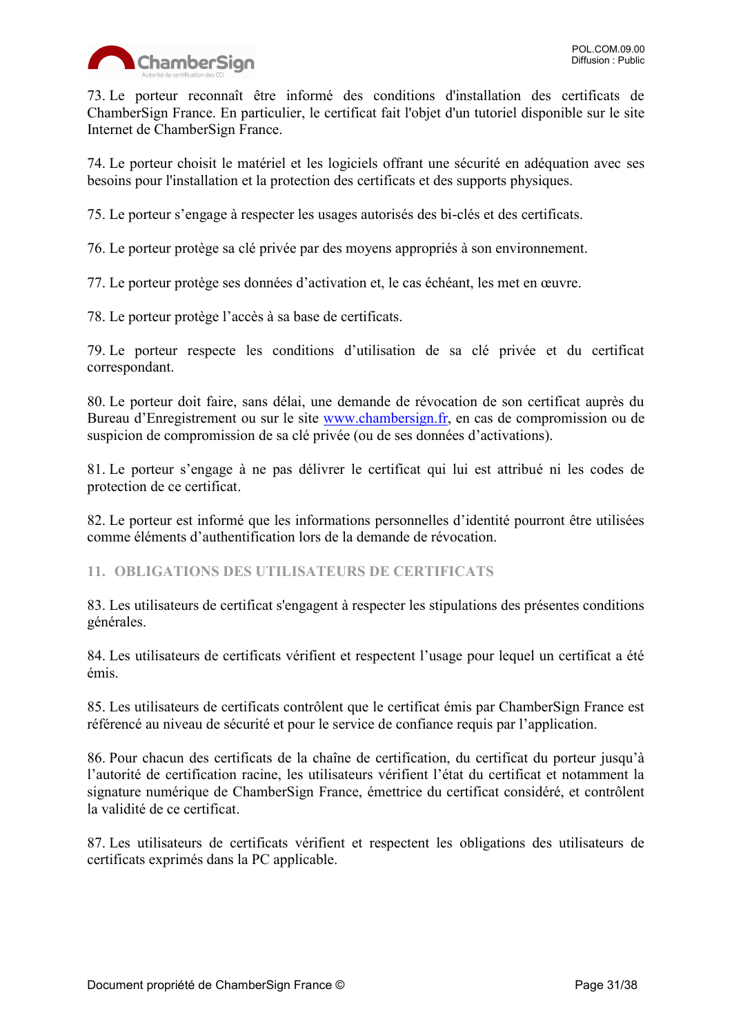73. Le porteur reconnaît être informé des conditions d'installation des certificats de ChamberSign France. En particulier, le certificat fait l'objet d'un tutoriel disponible sur le site Internet de ChamberSign France.

74. Le porteur choisit le matériel et les logiciels offrant une sécurité en adéquation avec ses besoins pour l'installation et la protection des certificats et des supports physiques.

75. Le porteur s'engage à respecter les usages autorisés des bi-clés et des certificats.

76. Le porteur protège sa clé privée par des moyens appropriés à son environnement.

77. Le porteur protège ses données d'activation et, le cas échéant, les met en œuvre.

78. Le porteur protège l'accès à sa base de certificats.

79. Le porteur respecte les conditions d'utilisation de sa clé privée et du certificat correspondant.

80. Le porteur doit faire, sans délai, une demande de révocation de son certificat auprès du Bureau d'Enregistrement ou sur le site [www.chambersign.fr](http://www.chambersign.fr), en cas de compromission ou de suspicion de compromission de sa clé privée (ou de ses données d'activations).

81. Le porteur s'engage à ne pas délivrer le certificat qui lui est attribué ni les codes de protection de ce certificat.

82. Le porteur est informé que les informations personnelles d'identité pourront être utilisées comme éléments d'authentification lors de la demande de révocation.

## 11. OBLIGATIONS DES UTILISATEURS DE CERTIFICATS

83. Les utilisateurs de certificat s'engagent à respecter les stipulations des présentes conditions générales.

84. Les utilisateurs de certificats vérifient et respectent l'usage pour lequel un certificat a été émis.

85. Les utilisateurs de certificats contrôlent que le certificat émis par ChamberSign France est référencé au niveau de sécurité et pour le service de confiance requis par l'application.

86. Pour chacun des certificats de la chaîne de certification, du certificat du porteur jusqu'à l'autorité de certification racine, les utilisateurs vérifient l'état du certificat et notamment la signature numérique de ChamberSign France, émettrice du certificat considéré, et contrôlent la validité de ce certificat.

87. Les utilisateurs de certificats vérifient et respectent les obligations des utilisateurs de certificats exprimés dans la PC applicable.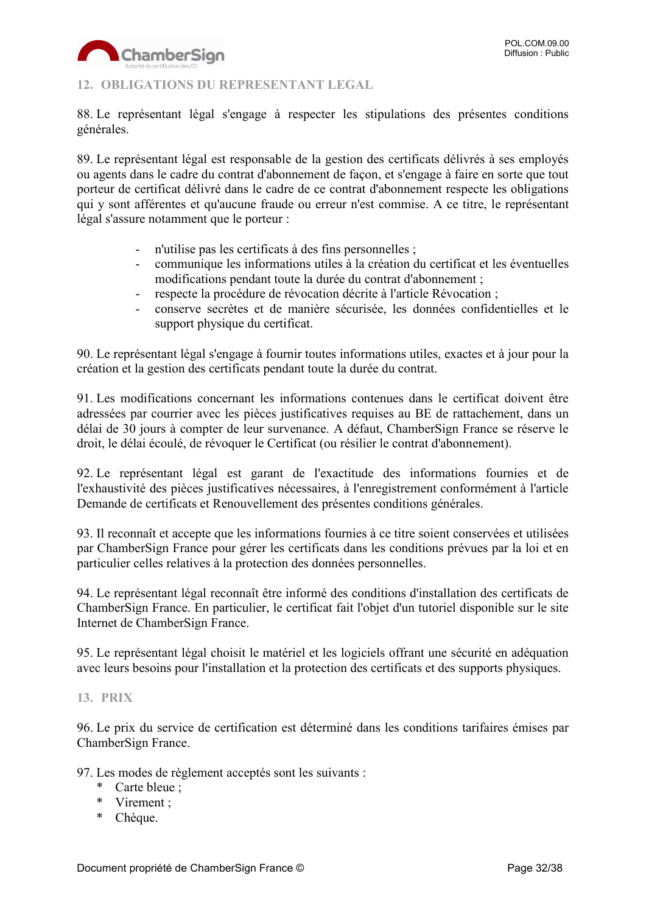## 12. OBLIGATIONS DU REPRESENTANT LEGAL

88. Le représentant légal s'engage à respecter les stipulations des présentes conditions générales.

89. Le représentant légal est responsable de la gestion des certificats délivrés à ses employés ou agents dans le cadre du contrat d'abonnement de façon, et s'engage à faire en sorte que tout porteur de certificat délivré dans le cadre de ce contrat d'abonnement respecte les obligations qui y sont afférentes et qu'aucune fraude ou erreur n'est commise. A ce titre, le représentant légal s'assure notamment que le porteur :

- n'utilise pas les certificats à des fins personnelles ;
- communique les informations utiles à la création du certificat et les éventuelles modifications pendant toute la durée du contrat d'abonnement ;
- respecte la procédure de révocation décrite à l'article Révocation ;
- conserve secrètes et de manière sécurisée, les données confidentielles et le support physique du certificat.

90. Le représentant légal s'engage à fournir toutes informations utiles, exactes et à jour pour la création et la gestion des certificats pendant toute la durée du contrat.

91. Les modifications concernant les informations contenues dans le certificat doivent être adressées par courrier avec les pièces justificatives requises au BE de rattachement, dans un délai de 30 jours à compter de leur survenance. A défaut, ChamberSign France se réserve le droit, le délai écoulé, de révoquer le Certificat (ou résilier le contrat d'abonnement).

92. Le représentant légal est garant de l'exactitude des informations fournies et de l'exhaustivité des pièces justificatives nécessaires, à l'enregistrement conformément à l'article Demande de certificats et Renouvellement des présentes conditions générales.

93. Il reconnaît et accepte que les informations fournies à ce titre soient conservées et utilisées par ChamberSign France pour gérer les certificats dans les conditions prévues par la loi et en particulier celles relatives à la protection des données personnelles.

94. Le représentant légal reconnaît être informé des conditions d'installation des certificats de ChamberSign France. En particulier, le certificat fait l'objet d'un tutoriel disponible sur le site Internet de ChamberSign France.

95. Le représentant légal choisit le matériel et les logiciels offrant une sécurité en adéquation avec leurs besoins pour l'installation et la protection des certificats et des supports physiques.

## 13. PRIX

96. Le prix du service de certification est déterminé dans les conditions tarifaires émises par ChamberSign France.

97. Les modes de règlement acceptés sont les suivants :

* Carte bleue ;
* Virement ;
* Chèque.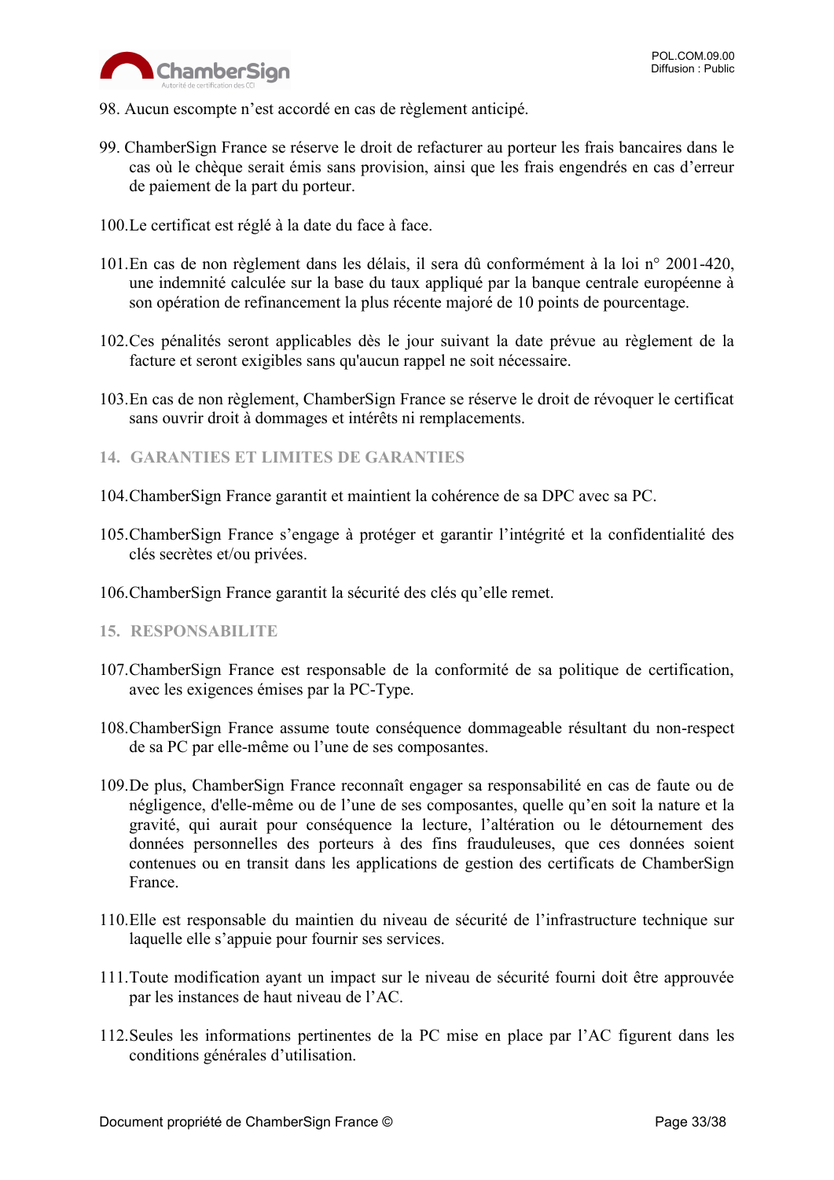98. Aucun escompte n’est accordé en cas de règlement anticipé.

99. ChamberSign France se réserve le droit de refacturer au porteur les frais bancaires dans le cas où le chèque serait émis sans provision, ainsi que les frais engendrés en cas d’erreur de paiement de la part du porteur.

100. Le certificat est réglé à la date du face à face.

101. En cas de non règlement dans les délais, il sera dû conformément à la loi n° 2001-420, une indemnité calculée sur la base du taux appliqué par la banque centrale européenne à son opération de refinancement la plus récente majoré de 10 points de pourcentage.

102. Ces pénalités seront applicables dès le jour suivant la date prévue au règlement de la facture et seront exigibles sans qu'aucun rappel ne soit nécessaire.

103. En cas de non règlement, ChamberSign France se réserve le droit de révoquer le certificat sans ouvrir droit à dommages et intérêts ni remplacements.

## 14. GARANTIES ET LIMITES DE GARANTIES

104. ChamberSign France garantit et maintient la cohérence de sa DPC avec sa PC.

105. ChamberSign France s’engage à protéger et garantir l’intégrité et la confidentialité des clés secrètes et/ou privées.

106. ChamberSign France garantit la sécurité des clés qu’elle remet.

## 15. RESPONSABILITE

107. ChamberSign France est responsable de la conformité de sa politique de certification, avec les exigences émises par la PC-Type.

108. ChamberSign France assume toute conséquence dommageable résultant du non-respect de sa PC par elle-même ou l’une de ses composantes.

109. De plus, ChamberSign France reconnaît engager sa responsabilité en cas de faute ou de négligence, d'elle-même ou de l’une de ses composantes, quelle qu’en soit la nature et la gravité, qui aurait pour conséquence la lecture, l’altération ou le détournement des données personnelles des porteurs à des fins frauduleuses, que ces données soient contenues ou en transit dans les applications de gestion des certificats de ChamberSign France.

110. Elle est responsable du maintien du niveau de sécurité de l’infrastructure technique sur laquelle elle s’appuie pour fournir ses services.

111. Toute modification ayant un impact sur le niveau de sécurité fourni doit être approuvée par les instances de haut niveau de l’AC.

112. Seules les informations pertinentes de la PC mise en place par l’AC figurent dans les conditions générales d’utilisation.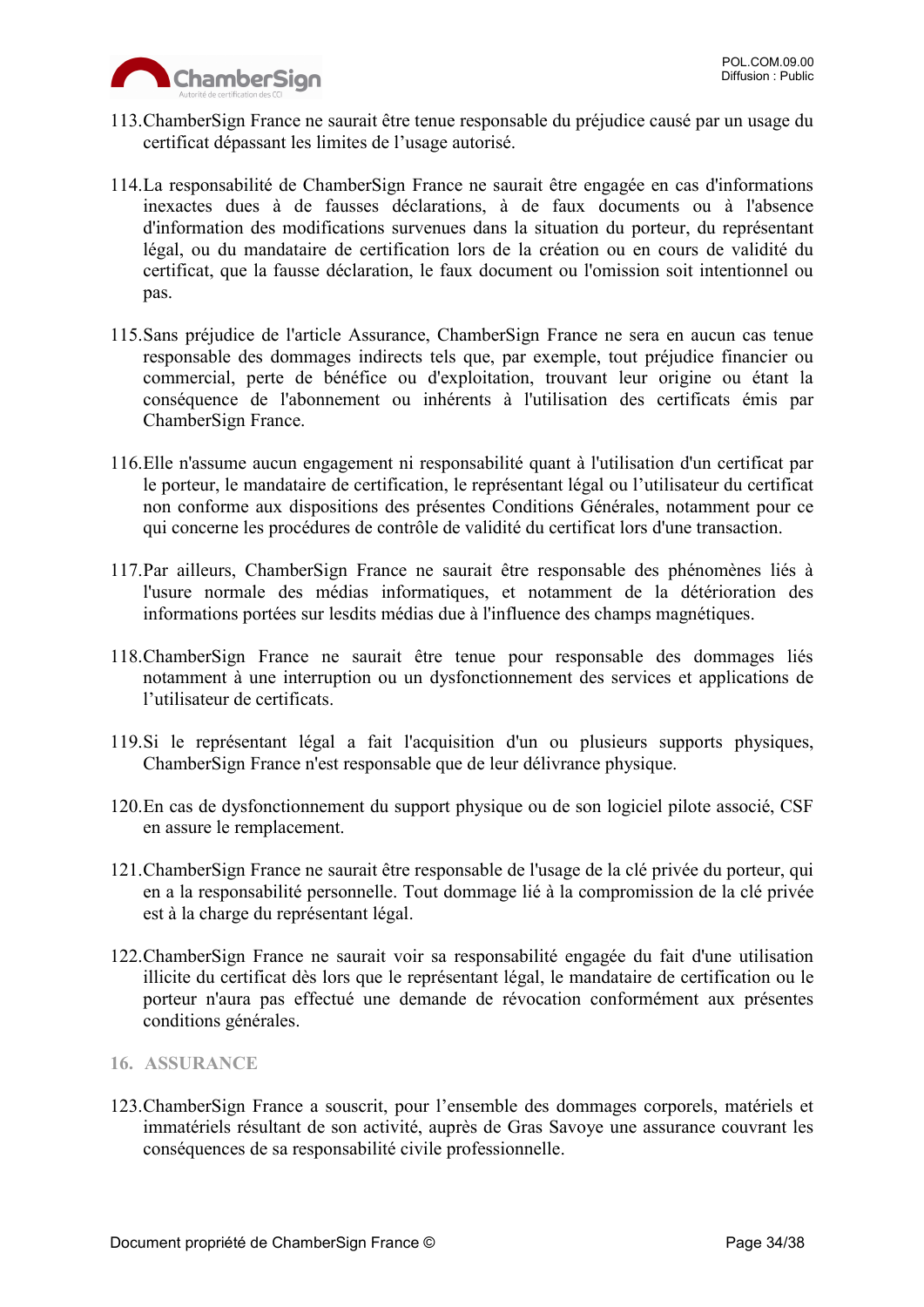113. ChamberSign France ne saurait être tenue responsable du préjudice causé par un usage du certificat dépassant les limites de l'usage autorisé.

114. La responsabilité de ChamberSign France ne saurait être engagée en cas d'informations inexactes dues à de fausses déclarations, à de faux documents ou à l'absence d'information des modifications survenues dans la situation du porteur, du représentant légal, ou du mandataire de certification lors de la création ou en cours de validité du certificat, que la fausse déclaration, le faux document ou l'omission soit intentionnel ou pas.

115. Sans préjudice de l'article Assurance, ChamberSign France ne sera en aucun cas tenue responsable des dommages indirects tels que, par exemple, tout préjudice financier ou commercial, perte de bénéfice ou d'exploitation, trouvant leur origine ou étant la conséquence de l'abonnement ou inhérents à l'utilisation des certificats émis par ChamberSign France.

116. Elle n'assume aucun engagement ni responsabilité quant à l'utilisation d'un certificat par le porteur, le mandataire de certification, le représentant légal ou l'utilisateur du certificat non conforme aux dispositions des présentes Conditions Générales, notamment pour ce qui concerne les procédures de contrôle de validité du certificat lors d'une transaction.

117. Par ailleurs, ChamberSign France ne saurait être responsable des phénomènes liés à l'usure normale des médias informatiques, et notamment de la détérioration des informations portées sur lesdits médias due à l'influence des champs magnétiques.

118. ChamberSign France ne saurait être tenue pour responsable des dommages liés notamment à une interruption ou un dysfonctionnement des services et applications de l'utilisateur de certificats.

119. Si le représentant légal a fait l'acquisition d'un ou plusieurs supports physiques, ChamberSign France n'est responsable que de leur délivrance physique.

120. En cas de dysfonctionnement du support physique ou de son logiciel pilote associé, CSF en assure le remplacement.

121. ChamberSign France ne saurait être responsable de l'usage de la clé privée du porteur, qui en a la responsabilité personnelle. Tout dommage lié à la compromission de la clé privée est à la charge du représentant légal.

122. ChamberSign France ne saurait voir sa responsabilité engagée du fait d'une utilisation illicite du certificat dès lors que le représentant légal, le mandataire de certification ou le porteur n'aura pas effectué une demande de révocation conformément aux présentes conditions générales.

## 16. ASSURANCE

123. ChamberSign France a souscrit, pour l'ensemble des dommages corporels, matériels et immatériels résultant de son activité, auprès de Gras Savoye une assurance couvrant les conséquences de sa responsabilité civile professionnelle.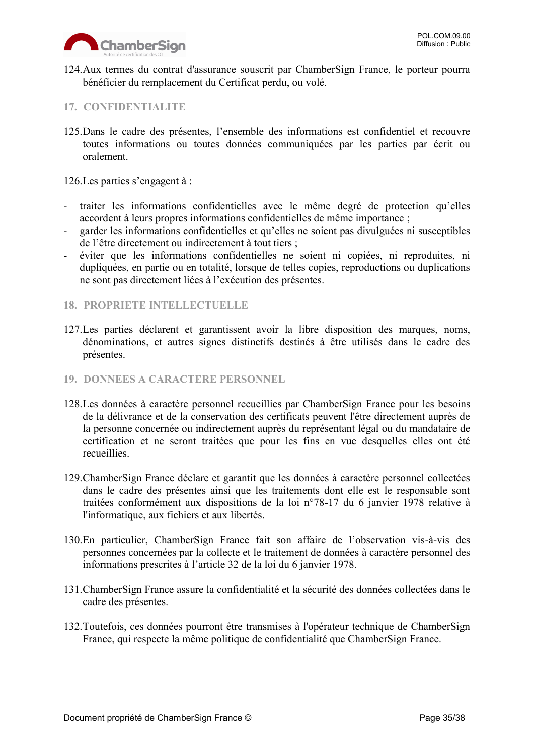124.Aux termes du contrat d'assurance souscrit par ChamberSign France, le porteur pourra bénéficier du remplacement du Certificat perdu, ou volé.

## 17. CONFIDENTIALITE

125.Dans le cadre des présentes, l'ensemble des informations est confidentiel et recouvre toutes informations ou toutes données communiquées par les parties par écrit ou oralement.

126.Les parties s'engagent à :

- traiter les informations confidentielles avec le même degré de protection qu'elles accordent à leurs propres informations confidentielles de même importance ;
- garder les informations confidentielles et qu'elles ne soient pas divulguées ni susceptibles de l'être directement ou indirectement à tout tiers ;
- éviter que les informations confidentielles ne soient ni copiées, ni reproduites, ni dupliquées, en partie ou en totalité, lorsque de telles copies, reproductions ou duplications ne sont pas directement liées à l'exécution des présentes.

## 18. PROPRIETE INTELLECTUELLE

127.Les parties déclarent et garantissent avoir la libre disposition des marques, noms, dénominations, et autres signes distinctifs destinés à être utilisés dans le cadre des présentes.

## 19. DONNEES A CARACTERE PERSONNEL

128.Les données à caractère personnel recueillies par ChamberSign France pour les besoins de la délivrance et de la conservation des certificats peuvent l'être directement auprès de la personne concernée ou indirectement auprès du représentant légal ou du mandataire de certification et ne seront traitées que pour les fins en vue desquelles elles ont été recueillies.

129.ChamberSign France déclare et garantit que les données à caractère personnel collectées dans le cadre des présentes ainsi que les traitements dont elle est le responsable sont traitées conformément aux dispositions de la loi n°78-17 du 6 janvier 1978 relative à l'informatique, aux fichiers et aux libertés.

130.En particulier, ChamberSign France fait son affaire de l'observation vis-à-vis des personnes concernées par la collecte et le traitement de données à caractère personnel des informations prescrites à l'article 32 de la loi du 6 janvier 1978.

131.ChamberSign France assure la confidentialité et la sécurité des données collectées dans le cadre des présentes.

132.Toutefois, ces données pourront être transmises à l'opérateur technique de ChamberSign France, qui respecte la même politique de confidentialité que ChamberSign France.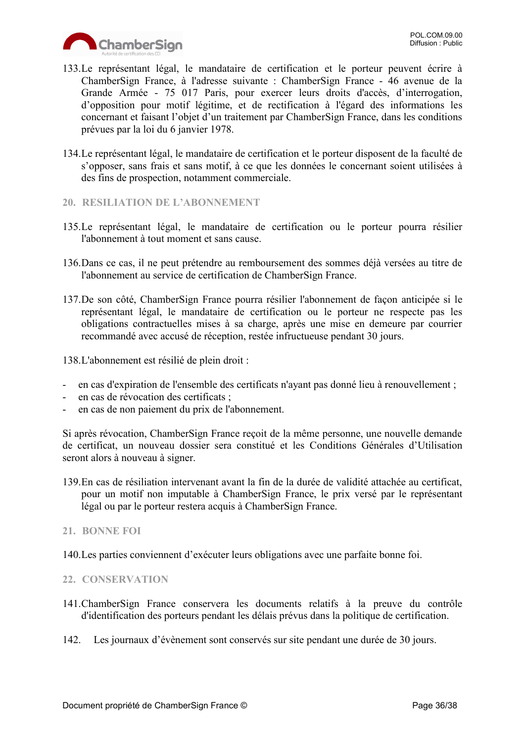133.Le représentant légal, le mandataire de certification et le porteur peuvent écrire à ChamberSign France, à l'adresse suivante : ChamberSign France - 46 avenue de la Grande Armée - 75 017 Paris, pour exercer leurs droits d'accès, d'interrogation, d'opposition pour motif légitime, et de rectification à l'égard des informations les concernant et faisant l'objet d'un traitement par ChamberSign France, dans les conditions prévues par la loi du 6 janvier 1978.

134.Le représentant légal, le mandataire de certification et le porteur disposent de la faculté de s'opposer, sans frais et sans motif, à ce que les données le concernant soient utilisées à des fins de prospection, notamment commerciale.

## 20. RESILIATION DE L'ABONNEMENT

135.Le représentant légal, le mandataire de certification ou le porteur pourra résilier l'abonnement à tout moment et sans cause.

136.Dans ce cas, il ne peut prétendre au remboursement des sommes déjà versées au titre de l'abonnement au service de certification de ChamberSign France.

137.De son côté, ChamberSign France pourra résilier l'abonnement de façon anticipée si le représentant légal, le mandataire de certification ou le porteur ne respecte pas les obligations contractuelles mises à sa charge, après une mise en demeure par courrier recommandé avec accusé de réception, restée infructueuse pendant 30 jours.

138.L'abonnement est résilié de plein droit :

- en cas d'expiration de l'ensemble des certificats n'ayant pas donné lieu à renouvellement ;
- en cas de révocation des certificats ;
- en cas de non paiement du prix de l'abonnement.

Si après révocation, ChamberSign France reçoit de la même personne, une nouvelle demande de certificat, un nouveau dossier sera constitué et les Conditions Générales d'Utilisation seront alors à nouveau à signer.

139.En cas de résiliation intervenant avant la fin de la durée de validité attachée au certificat, pour un motif non imputable à ChamberSign France, le prix versé par le représentant légal ou par le porteur restera acquis à ChamberSign France.

## 21. BONNE FOI

140.Les parties conviennent d'exécuter leurs obligations avec une parfaite bonne foi.

## 22. CONSERVATION

141.ChamberSign France conservera les documents relatifs à la preuve du contrôle d'identification des porteurs pendant les délais prévus dans la politique de certification.

142. Les journaux d'évènement sont conservés sur site pendant une durée de 30 jours.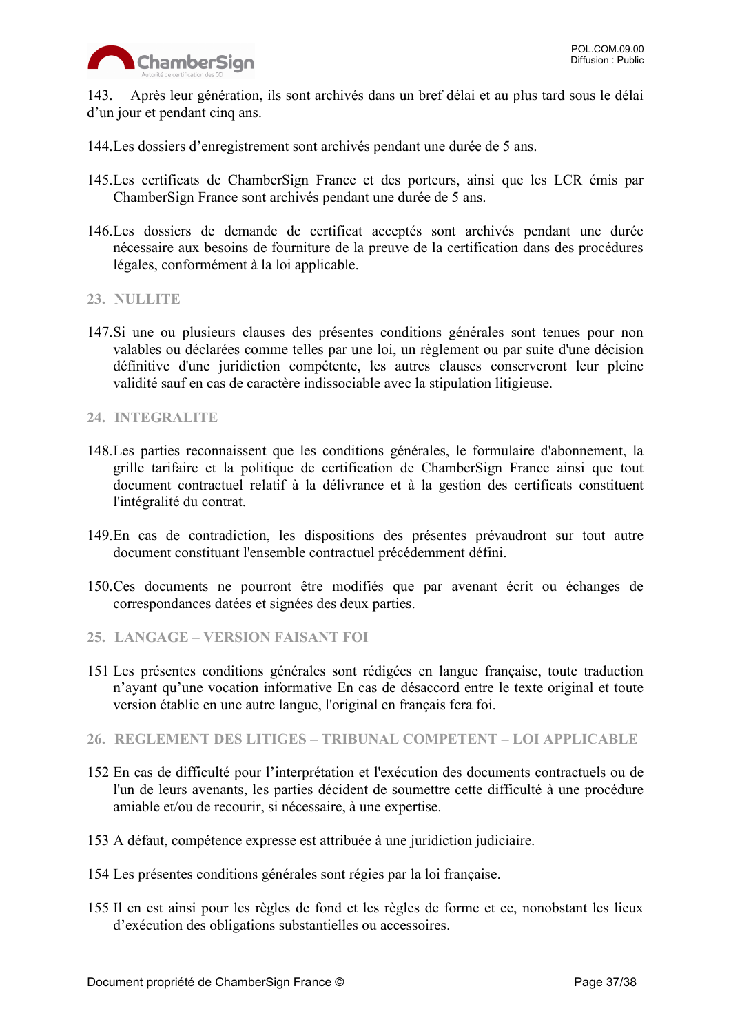143. Après leur génération, ils sont archivés dans un bref délai et au plus tard sous le délai d'un jour et pendant cinq ans.

144. Les dossiers d'enregistrement sont archivés pendant une durée de 5 ans.

145. Les certificats de ChamberSign France et des porteurs, ainsi que les LCR émis par ChamberSign France sont archivés pendant une durée de 5 ans.

146. Les dossiers de demande de certificat acceptés sont archivés pendant une durée nécessaire aux besoins de fourniture de la preuve de la certification dans des procédures légales, conformément à la loi applicable.

## 23. NULLITE

147. Si une ou plusieurs clauses des présentes conditions générales sont tenues pour non valables ou déclarées comme telles par une loi, un règlement ou par suite d'une décision définitive d'une juridiction compétente, les autres clauses conserveront leur pleine validité sauf en cas de caractère indissociable avec la stipulation litigieuse.

## 24. INTEGRALITE

148. Les parties reconnaissent que les conditions générales, le formulaire d'abonnement, la grille tarifaire et la politique de certification de ChamberSign France ainsi que tout document contractuel relatif à la délivrance et à la gestion des certificats constituent l'intégralité du contrat.

149. En cas de contradiction, les dispositions des présentes prévaudront sur tout autre document constituant l'ensemble contractuel précédemment défini.

150. Ces documents ne pourront être modifiés que par avenant écrit ou échanges de correspondances datées et signées des deux parties.

## 25. LANGAGE – VERSION FAISANT FOI

151 Les présentes conditions générales sont rédigées en langue française, toute traduction n'ayant qu'une vocation informative En cas de désaccord entre le texte original et toute version établie en une autre langue, l'original en français fera foi.

## 26. REGLEMENT DES LITIGES – TRIBUNAL COMPETENT – LOI APPLICABLE

152 En cas de difficulté pour l'interprétation et l'exécution des documents contractuels ou de l'un de leurs avenants, les parties décident de soumettre cette difficulté à une procédure amiable et/ou de recourir, si nécessaire, à une expertise.

153 A défaut, compétence expresse est attribuée à une juridiction judiciaire.

154 Les présentes conditions générales sont régies par la loi française.

155 Il en est ainsi pour les règles de fond et les règles de forme et ce, nonobstant les lieux d'exécution des obligations substantielles ou accessoires.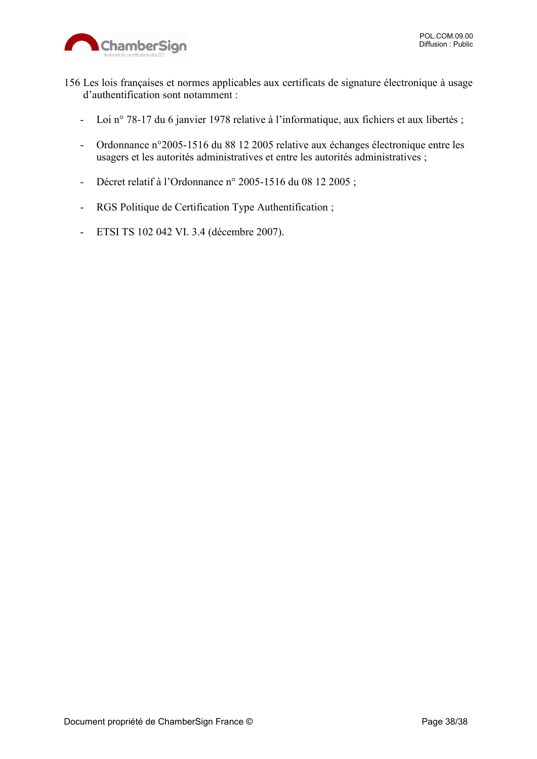156 Les lois françaises et normes applicables aux certificats de signature électronique à usage d'authentification sont notamment :

- Loi n° 78-17 du 6 janvier 1978 relative à l'informatique, aux fichiers et aux libertés ;

- Ordonnance n°2005-1516 du 88 12 2005 relative aux échanges électronique entre les usagers et les autorités administratives et entre les autorités administratives ;

- Décret relatif à l'Ordonnance n° 2005-1516 du 08 12 2005 ;

- RGS Politique de Certification Type Authentification ;

- ETSI TS 102 042 VI. 3.4 (décembre 2007).